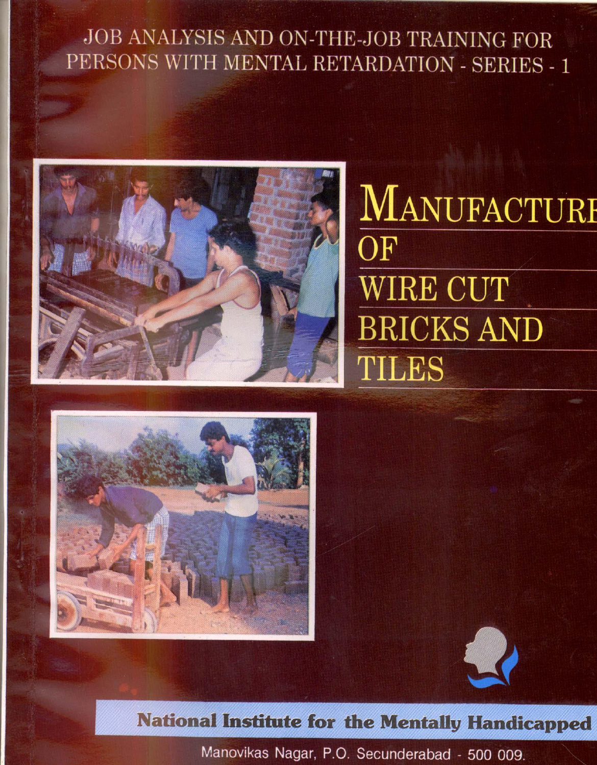JOB ANALYSIS AND ON-THE-JOB TRAINING FOR PERSONS WITH MENTAL RETARDATION - SERIES - 1

# MANUFACTURE OF WIRE CUT BRICKS AND TILES

**National Institute for the Mentally Handicapped**

Manovikas Nagar, P.O. Secunderabad - 500 009.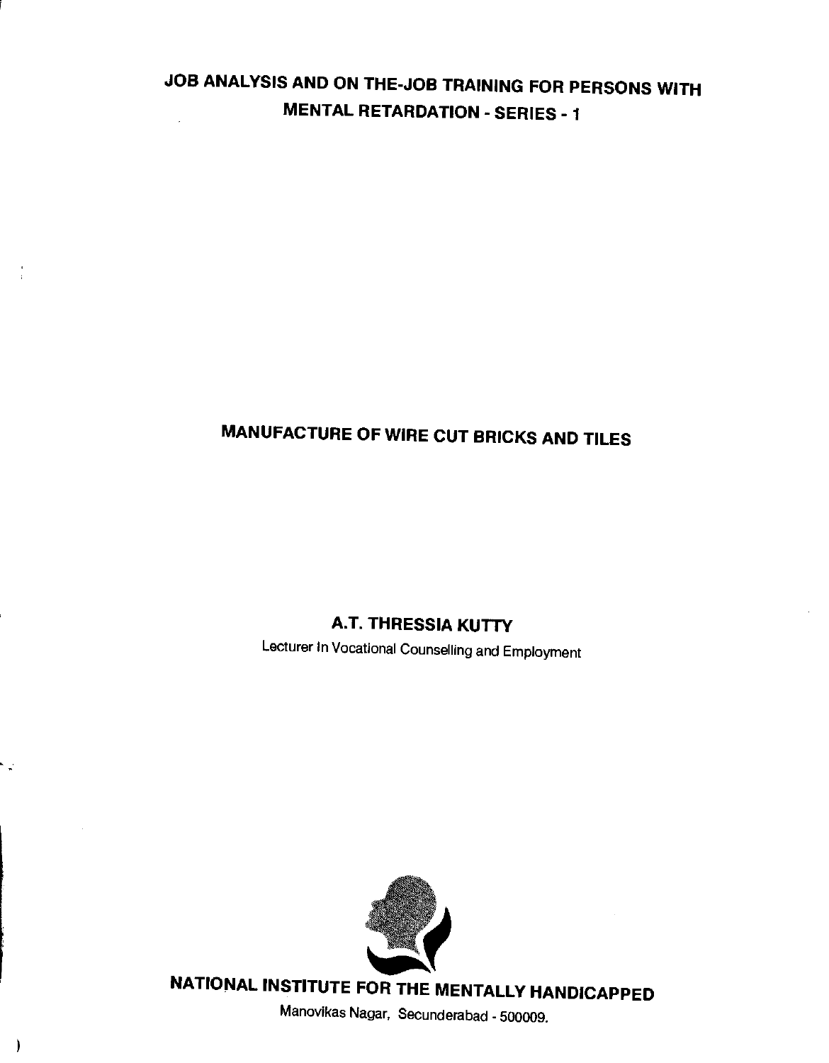# JOB ANALYSIS AND ON THE-JOB TRAINING FOR PERSONS WITH MENTAL RETARDATION - SERIES - 1

## MANUFACTURE OF WIRE CUT BRICKS AND TILES

**A.T. THRESSIA KUTTY**

Lecturer In Vocational Counselling and Employment

**NATIONAL INSTITUTE FOR THE MENTALLY HANDICAPPED**

Manovikas Nagar, Secunderabad - 500009.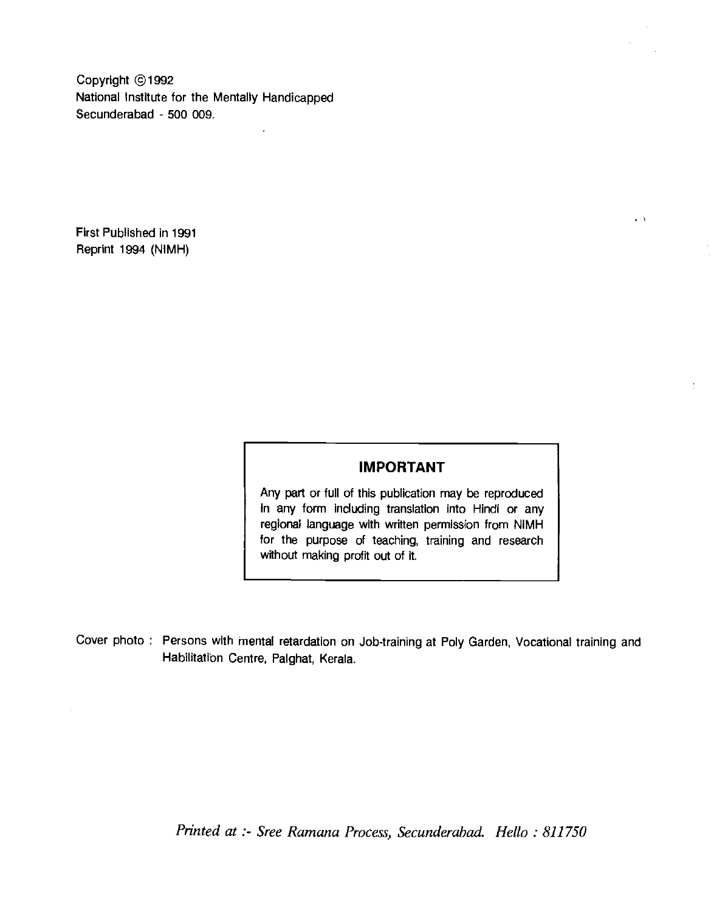Copyright ©1992
National Institute for the Mentally Handicapped
Secunderabad - 500 009.

First Published in 1991
Reprint 1994 (NIMH)

**IMPORTANT**

Any part or full of this publication may be reproduced in any form including translation into Hindi or any regional language with written permission from NIMH for the purpose of teaching, training and research without making profit out of it.

Cover photo : Persons with mental retardation on Job-training at Poly Garden, Vocational training and Habilitation Centre, Palghat, Kerala.

*Printed at :- Sree Ramana Process, Secunderabad. Hello : 811750*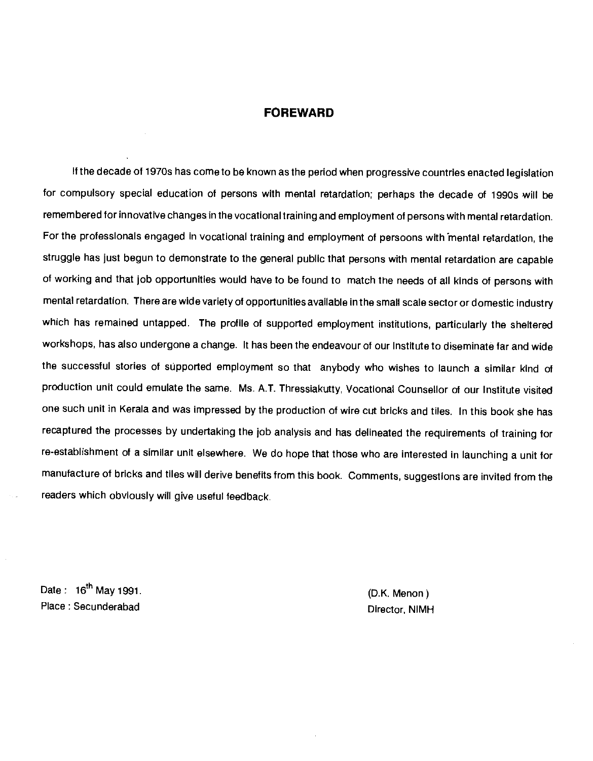## FOREWARD

If the decade of 1970s has come to be known as the period when progressive countries enacted legislation for compulsory special education of persons with mental retardation; perhaps the decade of 1990s will be remembered for innovative changes in the vocational training and employment of persons with mental retardation. For the professionals engaged in vocational training and employment of persoons with mental retardation, the struggle has just begun to demonstrate to the general public that persons with mental retardation are capable of working and that job opportunities would have to be found to match the needs of all kinds of persons with mental retardation. There are wide variety of opportunities available in the small scale sector or domestic industry which has remained untapped. The profile of supported employment institutions, particularly the sheltered workshops, has also undergone a change. It has been the endeavour of our Institute to diseminate far and wide the successful stories of supported employment so that anybody who wishes to launch a similar kind of production unit could emulate the same. Ms. A.T. Thressiakutty, Vocational Counsellor of our Institute visited one such unit in Kerala and was impressed by the production of wire cut bricks and tiles. In this book she has recaptured the processes by undertaking the job analysis and has delineated the requirements of training for re-establishment of a similar unit elsewhere. We do hope that those who are interested in launching a unit for manufacture of bricks and tiles will derive benefits from this book. Comments, suggestions are invited from the readers which obviously will give useful feedback.

Date : 16th May 1991.
Place : Secunderabad

(D.K. Menon)
Director, NIMH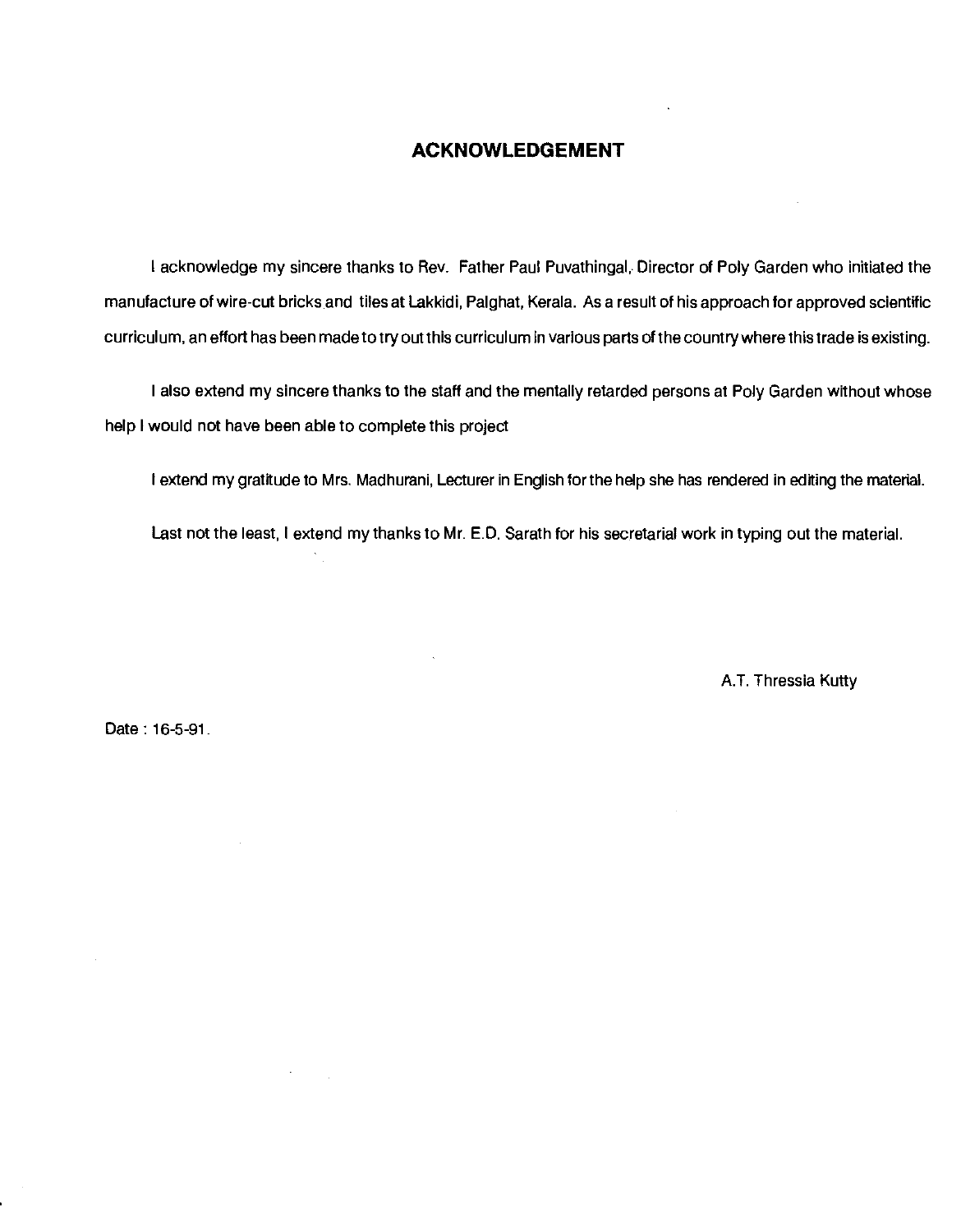## ACKNOWLEDGEMENT

I acknowledge my sincere thanks to Rev. Father Paul Puvathingal, Director of Poly Garden who initiated the manufacture of wire-cut bricks and tiles at Lakkidi, Palghat, Kerala. As a result of his approach for approved scientific curriculum, an effort has been made to try out this curriculum in various parts of the country where this trade is existing.

I also extend my sincere thanks to the staff and the mentally retarded persons at Poly Garden without whose help I would not have been able to complete this project

I extend my gratitude to Mrs. Madhurani, Lecturer in English for the help she has rendered in editing the material.

Last not the least, I extend my thanks to Mr. E.D. Sarath for his secretarial work in typing out the material.

A.T. Thressia Kutty

Date : 16-5-91.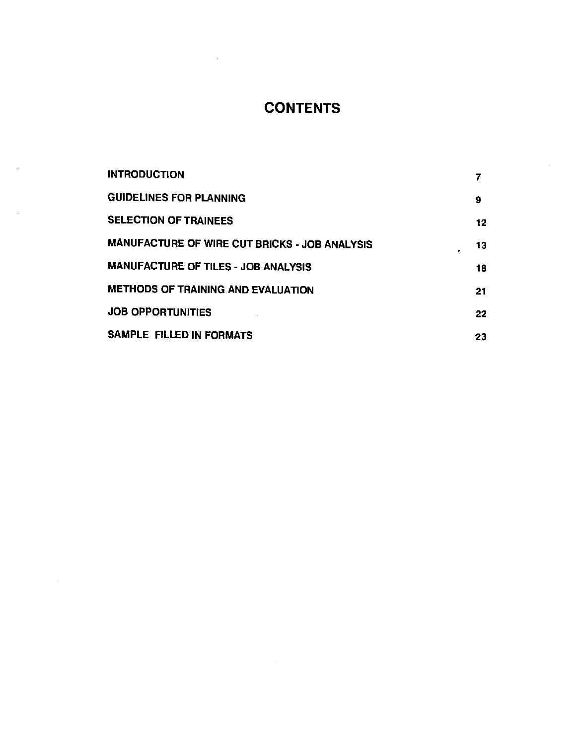# CONTENTS

| | |
|---|---|
| INTRODUCTION | 7 |
| GUIDELINES FOR PLANNING | 9 |
| SELECTION OF TRAINEES | 12 |
| MANUFACTURE OF WIRE CUT BRICKS - JOB ANALYSIS | 13 |
| MANUFACTURE OF TILES - JOB ANALYSIS | 18 |
| METHODS OF TRAINING AND EVALUATION | 21 |
| JOB OPPORTUNITIES | 22 |
| SAMPLE FILLED IN FORMATS | 23 |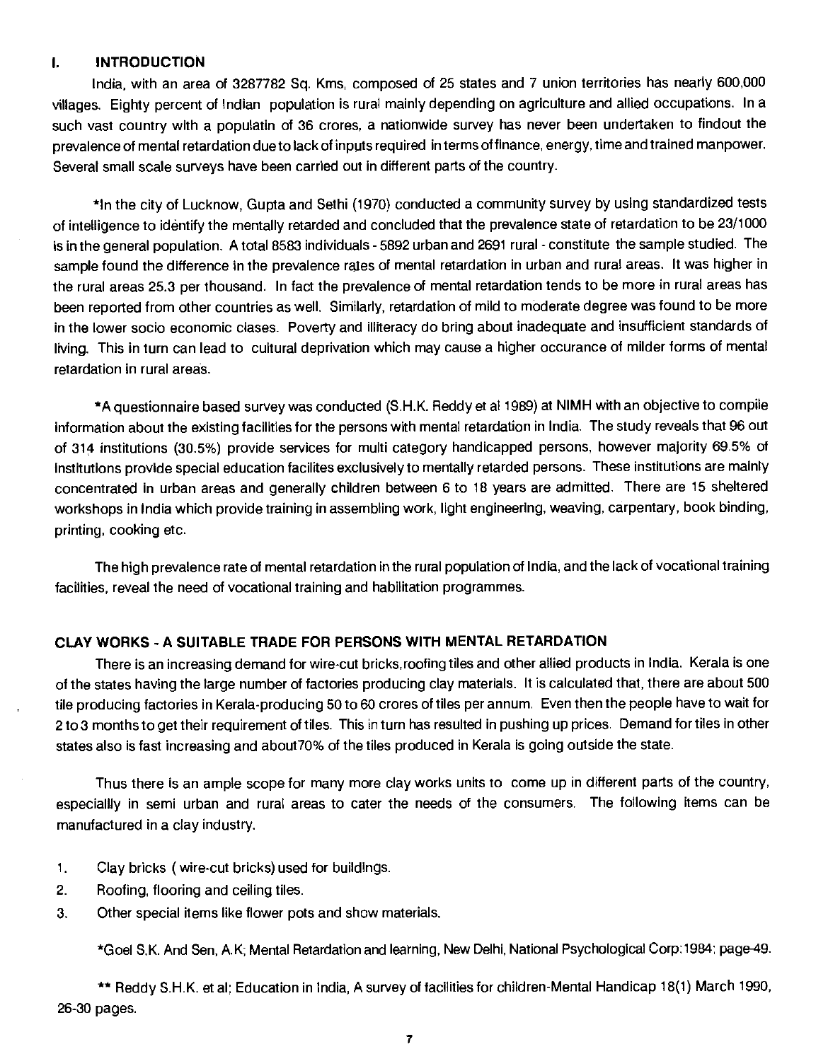## I. INTRODUCTION

India, with an area of 3287782 Sq. Kms, composed of 25 states and 7 union territories has nearly 600,000 villages. Eighty percent of Indian population is rural mainly depending on agriculture and allied occupations. In a such vast country with a populatin of 36 crores, a nationwide survey has never been undertaken to findout the prevalence of mental retardation due to lack of inputs required in terms of finance, energy, time and trained manpower. Several small scale surveys have been carried out in different parts of the country.

*In the city of Lucknow, Gupta and Sethi (1970) conducted a community survey by using standardized tests of intelligence to identify the mentally retarded and concluded that the prevalence state of retardation to be 23/1000 is in the general population. A total 8583 individuals - 5892 urban and 2691 rural - constitute the sample studied. The sample found the difference in the prevalence rates of mental retardation in urban and rural areas. It was higher in the rural areas 25.3 per thousand. In fact the prevalence of mental retardation tends to be more in rural areas has been reported from other countries as well. Similarly, retardation of mild to moderate degree was found to be more in the lower socio economic clases. Poverty and illiteracy do bring about inadequate and insufficient standards of living. This in turn can lead to cultural deprivation which may cause a higher occurance of milder forms of mental retardation in rural areas.

*A questionnaire based survey was conducted (S.H.K. Reddy et al 1989) at NIMH with an objective to compile information about the existing facilities for the persons with mental retardation in India. The study reveals that 96 out of 314 institutions (30.5%) provide services for multi category handicapped persons, however majority 69.5% of Institutions provide special education facilites exclusively to mentally retarded persons. These institutions are mainly concentrated in urban areas and generally children between 6 to 18 years are admitted. There are 15 sheltered workshops in India which provide training in assembling work, light engineering, weaving, carpentary, book binding, printing, cooking etc.

The high prevalence rate of mental retardation in the rural population of India, and the lack of vocational training facilities, reveal the need of vocational training and habilitation programmes.

## CLAY WORKS - A SUITABLE TRADE FOR PERSONS WITH MENTAL RETARDATION

There is an increasing demand for wire-cut bricks, roofing tiles and other allied products in India. Kerala is one of the states having the large number of factories producing clay materials. It is calculated that, there are about 500 tile producing factories in Kerala-producing 50 to 60 crores of tiles per annum. Even then the people have to wait for 2 to 3 months to get their requirement of tiles. This in turn has resulted in pushing up prices. Demand for tiles in other states also is fast increasing and about70% of the tiles produced in Kerala is going outside the state.

Thus there is an ample scope for many more clay works units to come up in different parts of the country, especiallly in semi urban and rural areas to cater the needs of the consumers. The following items can be manufactured in a clay industry.

1. Clay bricks ( wire-cut bricks) used for buildings.
2. Roofing, flooring and ceiling tiles.
3. Other special items like flower pots and show materials.

*Goel S.K. And Sen, A.K; Mental Retardation and learning, New Delhi, National Psychological Corp:1984; page-49.

** Reddy S.H.K. et al; Education in India, A survey of facilities for children-Mental Handicap 18(1) March 1990, 26-30 pages.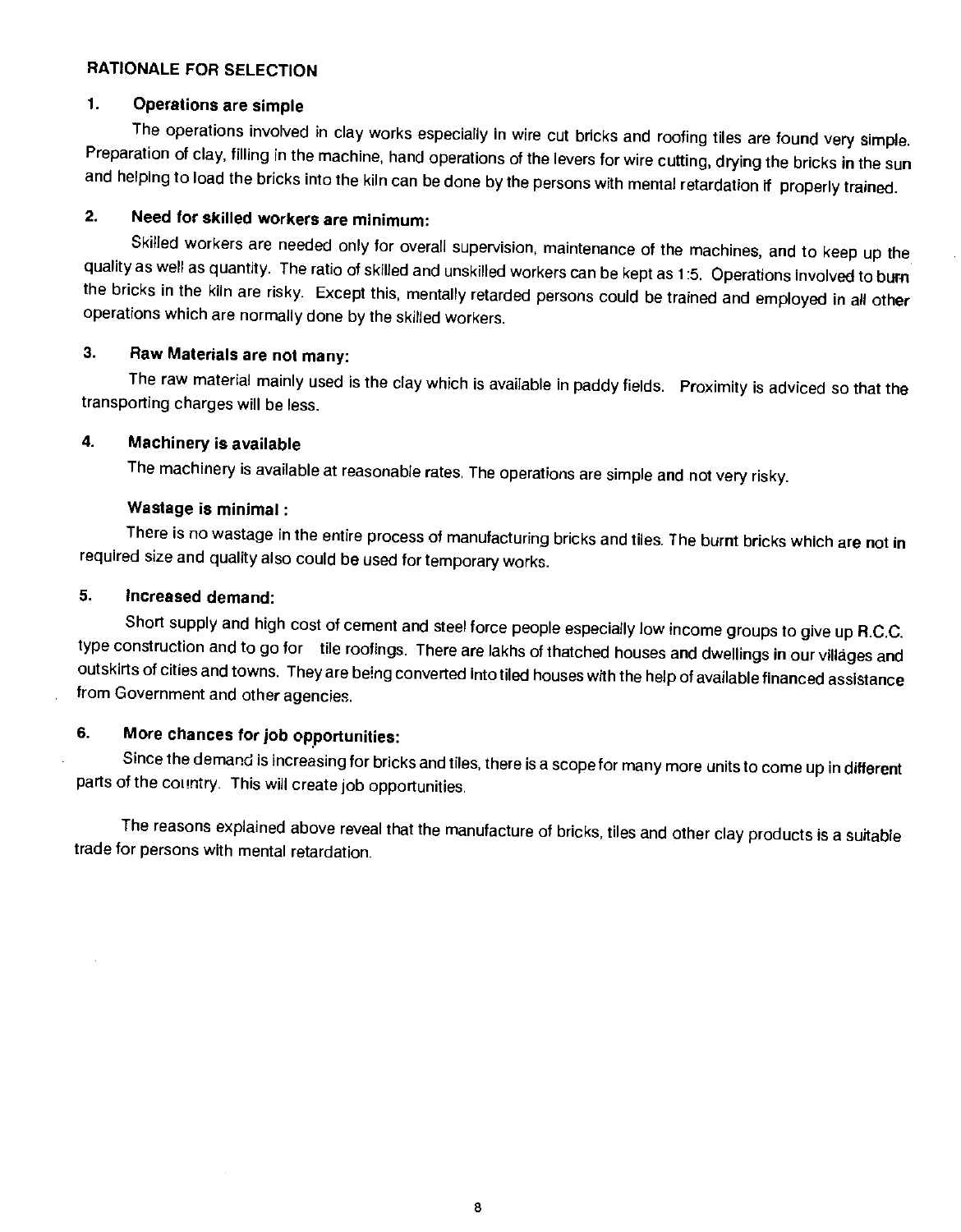## RATIONALE FOR SELECTION

### 1. Operations are simple

The operations involved in clay works especially in wire cut bricks and roofing tiles are found very simple. Preparation of clay, filling in the machine, hand operations of the levers for wire cutting, drying the bricks in the sun and helping to load the bricks into the kiln can be done by the persons with mental retardation if properly trained.

### 2. Need for skilled workers are minimum:

Skilled workers are needed only for overall supervision, maintenance of the machines, and to keep up the quality as well as quantity. The ratio of skilled and unskilled workers can be kept as 1:5. Operations involved to burn the bricks in the kiln are risky. Except this, mentally retarded persons could be trained and employed in all other operations which are normally done by the skilled workers.

### 3. Raw Materials are not many:

The raw material mainly used is the clay which is available in paddy fields. Proximity is adviced so that the transporting charges will be less.

### 4. Machinery is available

The machinery is available at reasonable rates. The operations are simple and not very risky.

### Wastage is minimal :

There is no wastage in the entire process of manufacturing bricks and tiles. The burnt bricks which are not in required size and quality also could be used for temporary works.

### 5. Increased demand:

Short supply and high cost of cement and steel force people especially low income groups to give up R.C.C. type construction and to go for tile roofings. There are lakhs of thatched houses and dwellings in our villages and outskirts of cities and towns. They are being converted into tiled houses with the help of available financed assistance from Government and other agencies.

### 6. More chances for job opportunities:

Since the demand is increasing for bricks and tiles, there is a scope for many more units to come up in different parts of the country. This will create job opportunities.

The reasons explained above reveal that the manufacture of bricks, tiles and other clay products is a suitable trade for persons with mental retardation.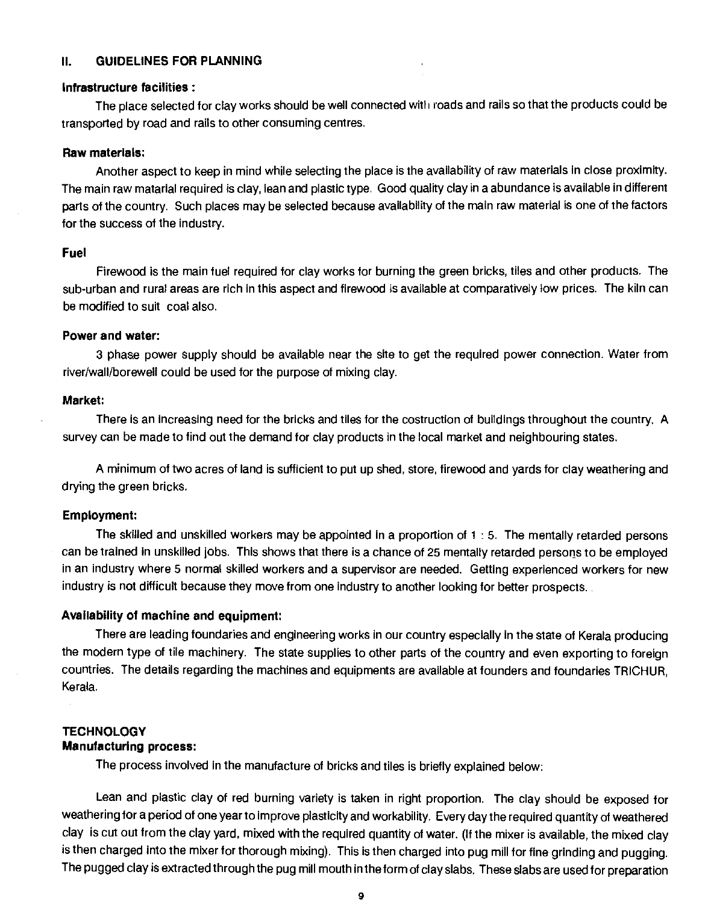## II. GUIDELINES FOR PLANNING

**Infrastructure facilities :**

The place selected for clay works should be well connected with roads and rails so that the products could be transported by road and rails to other consuming centres.

**Raw materials:**

Another aspect to keep in mind while selecting the place is the availability of raw materials in close proximity. The main raw matarial required is clay, lean and plastic type. Good quality clay in a abundance is available in different parts of the country. Such places may be selected because availability of the main raw material is one of the factors for the success of the industry.

**Fuel**

Firewood is the main fuel required for clay works for burning the green bricks, tiles and other products. The sub-urban and rural areas are rich in this aspect and firewood is available at comparatively low prices. The kiln can be modified to suit coal also.

**Power and water:**

3 phase power supply should be available near the site to get the required power connection. Water from river/wall/borewell could be used for the purpose of mixing clay.

**Market:**

There is an increasing need for the bricks and tiles for the costruction of buildings throughout the country. A survey can be made to find out the demand for clay products in the local market and neighbouring states.

A minimum of two acres of land is sufficient to put up shed, store, firewood and yards for clay weathering and drying the green bricks.

**Employment:**

The skilled and unskilled workers may be appointed in a proportion of 1 : 5. The mentally retarded persons can be trained in unskilled jobs. This shows that there is a chance of 25 mentally retarded persons to be employed in an industry where 5 normal skilled workers and a supervisor are needed. Getting experienced workers for new industry is not difficult because they move from one industry to another looking for better prospects.

**Availability of machine and equipment:**

There are leading foundaries and engineering works in our country especially in the state of Kerala producing the modern type of tile machinery. The state supplies to other parts of the country and even exporting to foreign countries. The details regarding the machines and equipments are available at founders and foundaries TRICHUR, Kerala.

## TECHNOLOGY

**Manufacturing process:**

The process involved in the manufacture of bricks and tiles is briefly explained below:

Lean and plastic clay of red burning variety is taken in right proportion. The clay should be exposed for weathering for a period of one year to improve plasticity and workability. Every day the required quantity of weathered clay is cut out from the clay yard, mixed with the required quantity of water. (If the mixer is available, the mixed clay is then charged into the mixer for thorough mixing). This is then charged into pug mill for fine grinding and pugging. The pugged clay is extracted through the pug mill mouth in the form of clay slabs. These slabs are used for preparation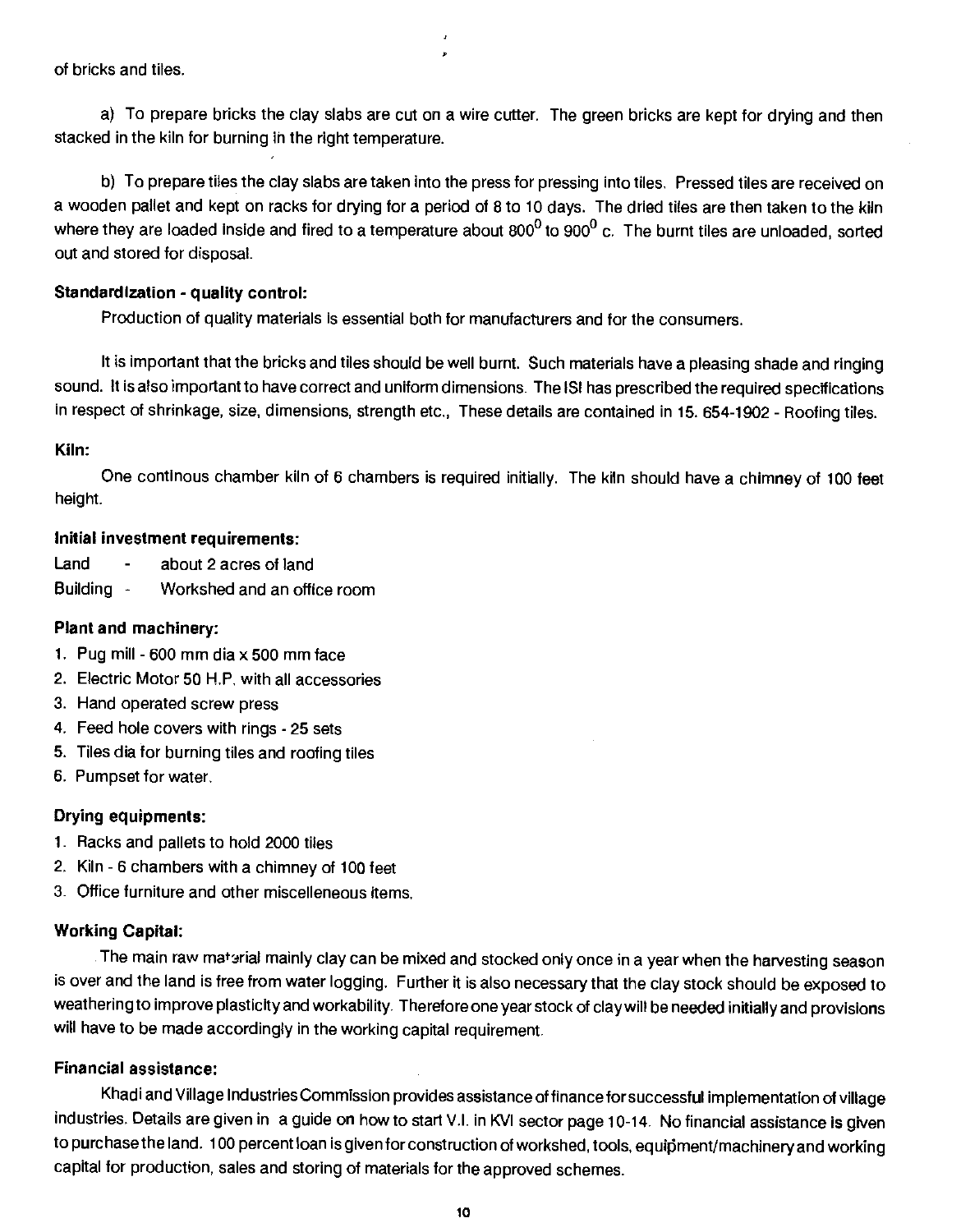of bricks and tiles.

a) To prepare bricks the clay slabs are cut on a wire cutter. The green bricks are kept for drying and then stacked in the kiln for burning in the right temperature.

b) To prepare tiles the clay slabs are taken into the press for pressing into tiles. Pressed tiles are received on a wooden pallet and kept on racks for drying for a period of 8 to 10 days. The dried tiles are then taken to the kiln where they are loaded inside and fired to a temperature about $800^0$ to $900^0$ c. The burnt tiles are unloaded, sorted out and stored for disposal.

**Standardization - quality control:**

Production of quality materials is essential both for manufacturers and for the consumers.

It is important that the bricks and tiles should be well burnt. Such materials have a pleasing shade and ringing sound. It is also important to have correct and uniform dimensions. The ISI has prescribed the required specifications in respect of shrinkage, size, dimensions, strength etc., These details are contained in 15. 654-1902 - Roofing tiles.

**Kiln:**

One continous chamber kiln of 6 chambers is required initially. The kiln should have a chimney of 100 feet height.

**Initial investment requirements:**

Land - about 2 acres of land

Building - Workshed and an office room

**Plant and machinery:**

1. Pug mill - 600 mm dia x 500 mm face
2. Electric Motor 50 H.P. with all accessories
3. Hand operated screw press
4. Feed hole covers with rings - 25 sets
5. Tiles dia for burning tiles and roofing tiles
6. Pumpset for water.

**Drying equipments:**

1. Racks and pallets to hold 2000 tiles
2. Kiln - 6 chambers with a chimney of 100 feet
3. Office furniture and other miscelleneous items.

**Working Capital:**

The main raw material mainly clay can be mixed and stocked only once in a year when the harvesting season is over and the land is free from water logging. Further it is also necessary that the clay stock should be exposed to weathering to improve plasticity and workability. Therefore one year stock of clay will be needed initially and provisions will have to be made accordingly in the working capital requirement.

**Financial assistance:**

Khadi and Village Industries Commission provides assistance of finance for successful implementation of village industries. Details are given in a guide on how to start V.I. in KVI sector page 10-14. No financial assistance is given to purchase the land. 100 percent loan is given for construction of workshed, tools, equipment/machinery and working capital for production, sales and storing of materials for the approved schemes.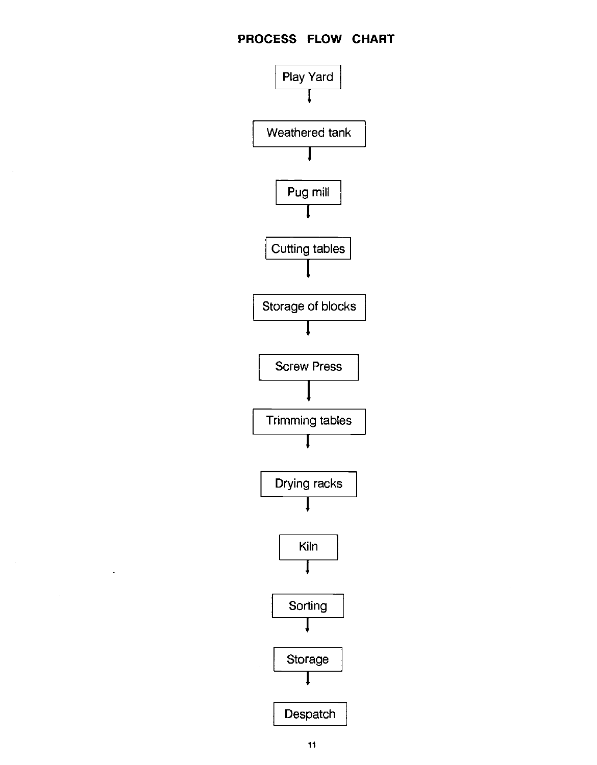## PROCESS FLOW CHART

Play Yard

↓

Weathered tank

↓

Pug mill

↓

Cutting tables

↓

Storage of blocks

↓

Screw Press

↓

Trimming tables

↓

Drying racks

↓

Kiln

↓

Sorting

↓

Storage

↓

Despatch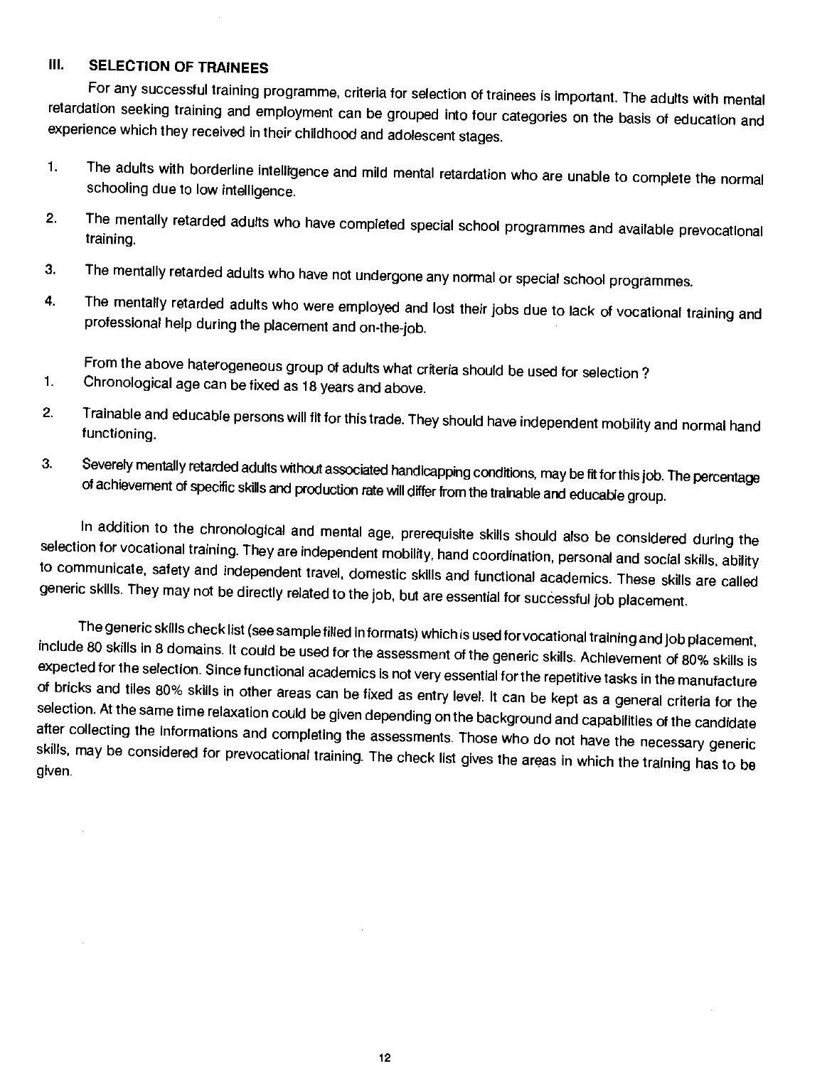## III. SELECTION OF TRAINEES

For any successful training programme, criteria for selection of trainees is important. The adults with mental retardation seeking training and employment can be grouped into four categories on the basis of education and experience which they received in their childhood and adolescent stages.

1. The adults with borderline intelligence and mild mental retardation who are unable to complete the normal schooling due to low intelligence.
2. The mentally retarded adults who have completed special school programmes and available prevocational training.
3. The mentally retarded adults who have not undergone any normal or special school programmes.
4. The mentally retarded adults who were employed and lost their jobs due to lack of vocational training and professional help during the placement and on-the-job.

From the above haterogeneous group of adults what criteria should be used for selection ?

1. Chronological age can be fixed as 18 years and above.
2. Trainable and educable persons will fit for this trade. They should have independent mobility and normal hand functioning.
3. Severely mentally retarded adults without associated handicapping conditions, may be fit for this job. The percentage of achievement of specific skills and production rate will differ from the trainable and educable group.

In addition to the chronological and mental age, prerequisite skills should also be considered during the selection for vocational training. They are independent mobility, hand coordination, personal and social skills, ability to communicate, safety and independent travel, domestic skills and functional academics. These skills are called generic skills. They may not be directly related to the job, but are essential for successful job placement.

The generic skills check list (see sample filled in formats) which is used for vocational training and job placement, include 80 skills in 8 domains. It could be used for the assessment of the generic skills. Achievement of 80% skills is expected for the selection. Since functional academics is not very essential for the repetitive tasks in the manufacture of bricks and tiles 80% skills in other areas can be fixed as entry level. It can be kept as a general criteria for the selection. At the same time relaxation could be given depending on the background and capabilities of the candidate after collecting the informations and completing the assessments. Those who do not have the necessary generic skills, may be considered for prevocational training. The check list gives the areas in which the training has to be given.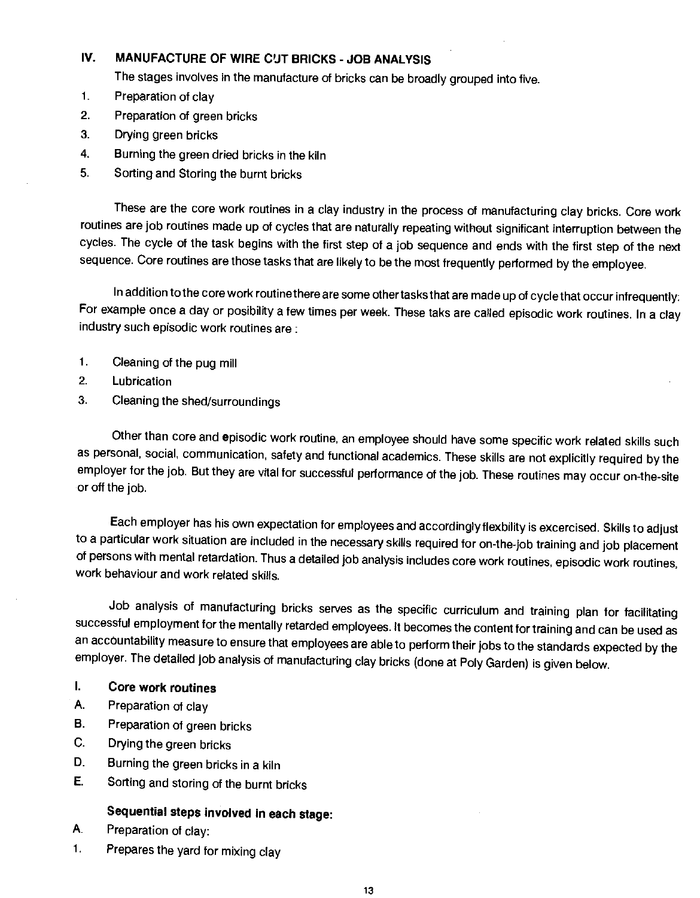## IV. MANUFACTURE OF WIRE CUT BRICKS - JOB ANALYSIS

The stages involves in the manufacture of bricks can be broadly grouped into five.

1. Preparation of clay
2. Preparation of green bricks
3. Drying green bricks
4. Burning the green dried bricks in the kiln
5. Sorting and Storing the burnt bricks

These are the core work routines in a clay industry in the process of manufacturing clay bricks. Core work routines are job routines made up of cycles that are naturally repeating without significant interruption between the cycles. The cycle of the task begins with the first step of a job sequence and ends with the first step of the next sequence. Core routines are those tasks that are likely to be the most frequently performed by the employee.

In addition to the core work routine there are some other tasks that are made up of cycle that occur infrequently: For example once a day or posibility a few times per week. These taks are called episodic work routines. In a clay industry such episodic work routines are :

1. Cleaning of the pug mill
2. Lubrication
3. Cleaning the shed/surroundings

Other than core and episodic work routine, an employee should have some specific work related skills such as personal, social, communication, safety and functional academics. These skills are not explicitly required by the employer for the job. But they are vital for successful performance of the job. These routines may occur on-the-site or off the job.

Each employer has his own expectation for employees and accordingly flexbility is excercised. Skills to adjust to a particular work situation are included in the necessary skills required for on-the-job training and job placement of persons with mental retardation. Thus a detailed job analysis includes core work routines, episodic work routines, work behaviour and work related skills.

Job analysis of manufacturing bricks serves as the specific curriculum and training plan for facilitating successful employment for the mentally retarded employees. It becomes the content for training and can be used as an accountability measure to ensure that employees are able to perform their jobs to the standards expected by the employer. The detailed job analysis of manufacturing clay bricks (done at Poly Garden) is given below.

**I. Core work routines**

A. Preparation of clay

B. Preparation of green bricks

C. Drying the green bricks

D. Burning the green bricks in a kiln

E. Sorting and storing of the burnt bricks

**Sequential steps involved in each stage:**

A. Preparation of clay:

1. Prepares the yard for mixing clay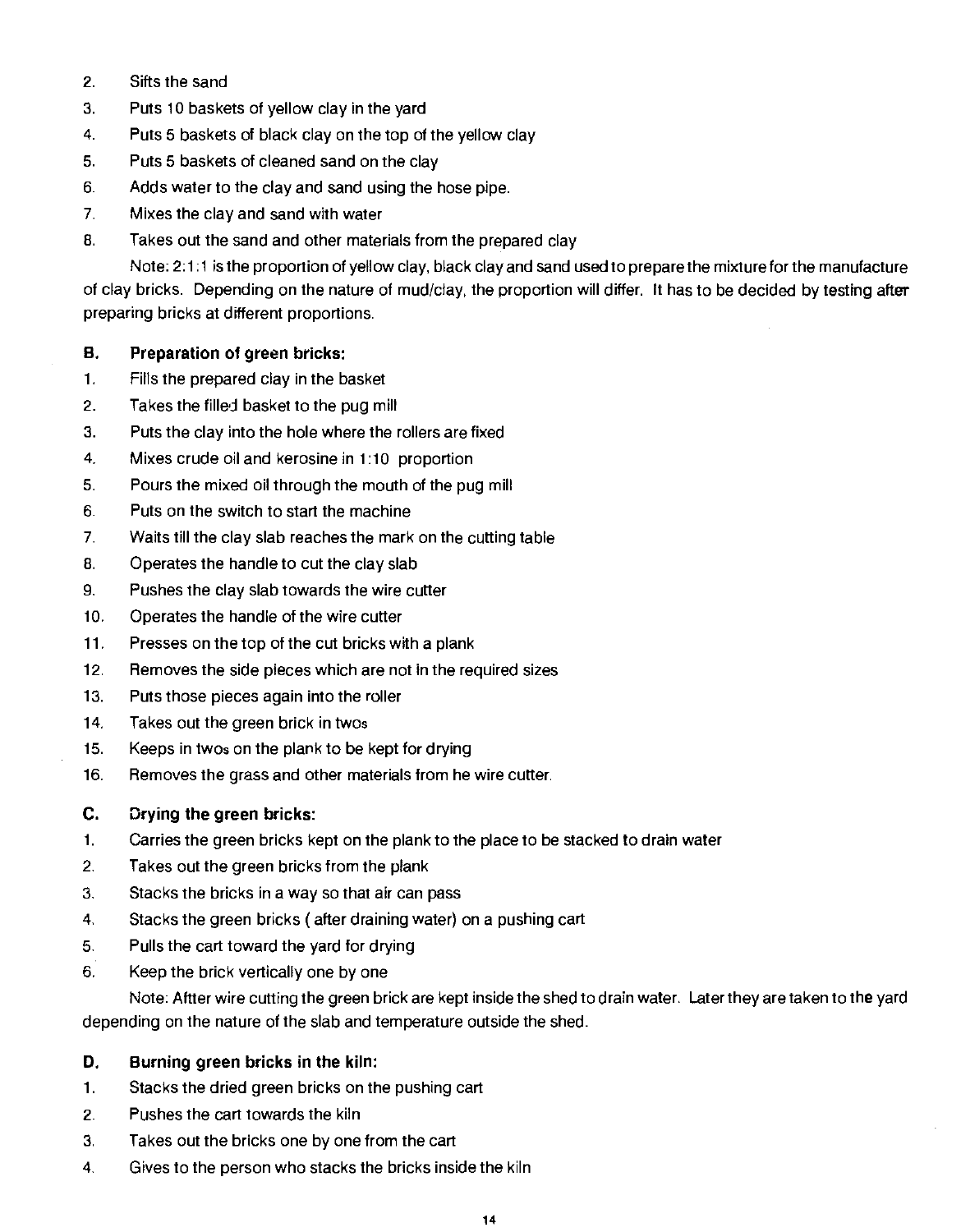2. Sifts the sand
3. Puts 10 baskets of yellow clay in the yard
4. Puts 5 baskets of black clay on the top of the yellow clay
5. Puts 5 baskets of cleaned sand on the clay
6. Adds water to the clay and sand using the hose pipe.
7. Mixes the clay and sand with water
8. Takes out the sand and other materials from the prepared clay

Note: 2:1:1 is the proportion of yellow clay, black clay and sand used to prepare the mixture for the manufacture of clay bricks. Depending on the nature of mud/clay, the proportion will differ. It has to be decided by testing after preparing bricks at different proportions.

### B. Preparation of green bricks:

1. Fills the prepared clay in the basket
2. Takes the filled basket to the pug mill
3. Puts the clay into the hole where the rollers are fixed
4. Mixes crude oil and kerosine in 1:10 proportion
5. Pours the mixed oil through the mouth of the pug mill
6. Puts on the switch to start the machine
7. Waits till the clay slab reaches the mark on the cutting table
8. Operates the handle to cut the clay slab
9. Pushes the clay slab towards the wire cutter
10. Operates the handle of the wire cutter
11. Presses on the top of the cut bricks with a plank
12. Removes the side pieces which are not in the required sizes
13. Puts those pieces again into the roller
14. Takes out the green brick in twos
15. Keeps in twos on the plank to be kept for drying
16. Removes the grass and other materials from he wire cutter.

### C. Drying the green bricks:

1. Carries the green bricks kept on the plank to the place to be stacked to drain water
2. Takes out the green bricks from the plank
3. Stacks the bricks in a way so that air can pass
4. Stacks the green bricks ( after draining water) on a pushing cart
5. Pulls the cart toward the yard for drying
6. Keep the brick vertically one by one

Note: Aftter wire cutting the green brick are kept inside the shed to drain water. Later they are taken to the yard depending on the nature of the slab and temperature outside the shed.

### D. Burning green bricks in the kiln:

1. Stacks the dried green bricks on the pushing cart
2. Pushes the cart towards the kiln
3. Takes out the bricks one by one from the cart
4. Gives to the person who stacks the bricks inside the kiln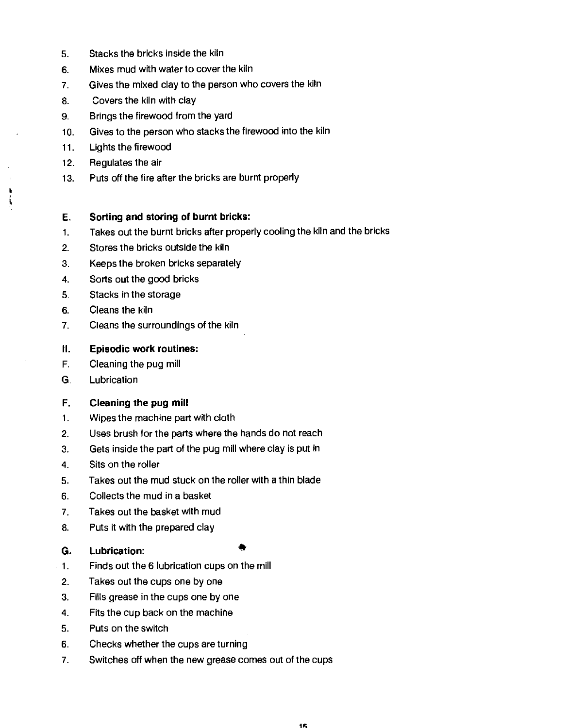5. Stacks the bricks inside the kiln
6. Mixes mud with water to cover the kiln
7. Gives the mixed clay to the person who covers the kiln
8. Covers the kiln with clay
9. Brings the firewood from the yard
10. Gives to the person who stacks the firewood into the kiln
11. Lights the firewood
12. Regulates the air
13. Puts off the fire after the bricks are burnt properly

**E. Sorting and storing of burnt bricks:**

1. Takes out the burnt bricks after properly cooling the kiln and the bricks
2. Stores the bricks outside the kiln
3. Keeps the broken bricks separately
4. Sorts out the good bricks
5. Stacks in the storage
6. Cleans the kiln
7. Cleans the surroundings of the kiln

**II. Episodic work routines:**

F. Cleaning the pug mill

G. Lubrication

**F. Cleaning the pug mill**

1. Wipes the machine part with cloth
2. Uses brush for the parts where the hands do not reach
3. Gets inside the part of the pug mill where clay is put in
4. Sits on the roller
5. Takes out the mud stuck on the roller with a thin blade
6. Collects the mud in a basket
7. Takes out the basket with mud
8. Puts it with the prepared clay

**G. Lubrication:**

1. Finds out the 6 lubrication cups on the mill
2. Takes out the cups one by one
3. Fills grease in the cups one by one
4. Fits the cup back on the machine
5. Puts on the switch
6. Checks whether the cups are turning
7. Switches off when the new grease comes out of the cups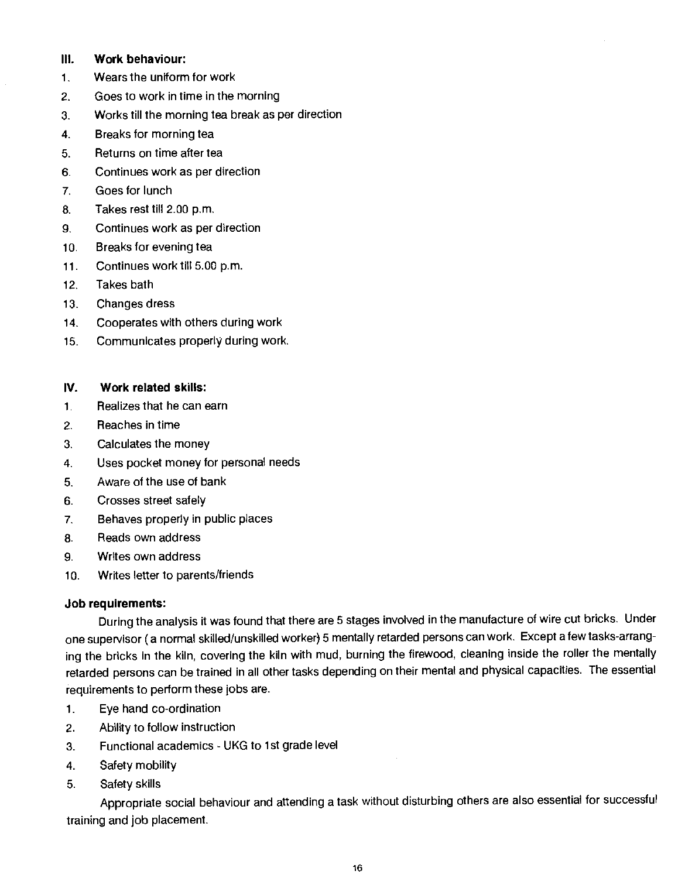### III. Work behaviour:

1. Wears the uniform for work
2. Goes to work in time in the morning
3. Works till the morning tea break as per direction
4. Breaks for morning tea
5. Returns on time after tea
6. Continues work as per direction
7. Goes for lunch
8. Takes rest till 2.00 p.m.
9. Continues work as per direction
10. Breaks for evening tea
11. Continues work till 5.00 p.m.
12. Takes bath
13. Changes dress
14. Cooperates with others during work
15. Communicates properly during work.

### IV. Work related skills:

1. Realizes that he can earn
2. Reaches in time
3. Calculates the money
4. Uses pocket money for personal needs
5. Aware of the use of bank
6. Crosses street safely
7. Behaves properly in public places
8. Reads own address
9. Writes own address
10. Writes letter to parents/friends

### Job requirements:

During the analysis it was found that there are 5 stages involved in the manufacture of wire cut bricks. Under one supervisor ( a normal skilled/unskilled worker) 5 mentally retarded persons can work. Except a few tasks-arranging the bricks in the kiln, covering the kiln with mud, burning the firewood, cleaning inside the roller the mentally retarded persons can be trained in all other tasks depending on their mental and physical capacities. The essential requirements to perform these jobs are.

1. Eye hand co-ordination
2. Ability to follow instruction
3. Functional academics - UKG to 1st grade level
4. Safety mobility
5. Safety skills

Appropriate social behaviour and attending a task without disturbing others are also essential for successful training and job placement.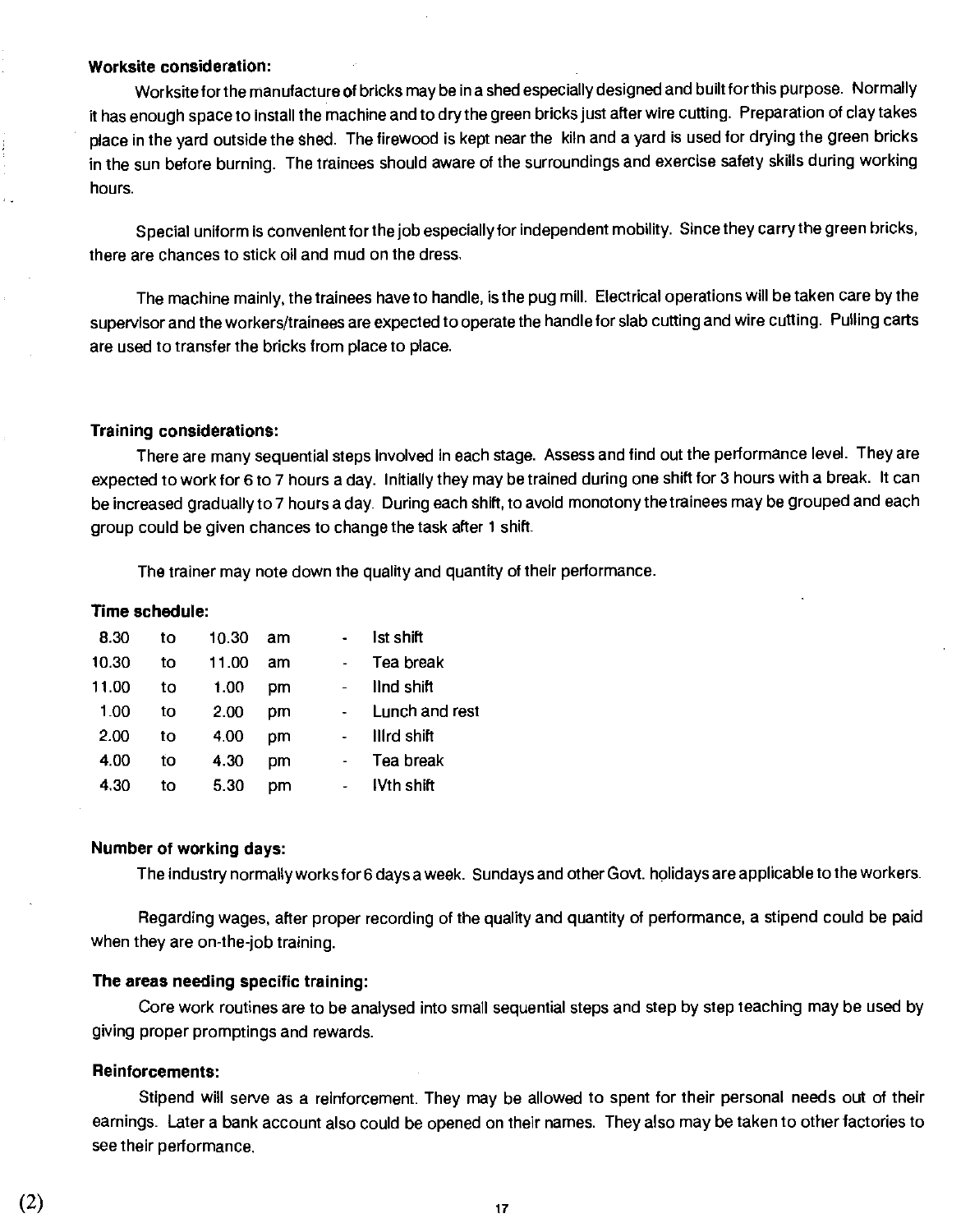**Worksite consideration:**

Worksite for the manufacture of bricks may be in a shed especially designed and built for this purpose. Normally it has enough space to install the machine and to dry the green bricks just after wire cutting. Preparation of clay takes place in the yard outside the shed. The firewood is kept near the kiln and a yard is used for drying the green bricks in the sun before burning. The trainees should aware of the surroundings and exercise safety skills during working hours.

Special uniform is convenient for the job especially for independent mobility. Since they carry the green bricks, there are chances to stick oil and mud on the dress.

The machine mainly, the trainees have to handle, is the pug mill. Electrical operations will be taken care by the supervisor and the workers/trainees are expected to operate the handle for slab cutting and wire cutting. Pulling carts are used to transfer the bricks from place to place.

**Training considerations:**

There are many sequential steps involved in each stage. Assess and find out the performance level. They are expected to work for 6 to 7 hours a day. Initially they may be trained during one shift for 3 hours with a break. It can be increased gradually to 7 hours a day. During each shift, to avoid monotony the trainees may be grouped and each group could be given chances to change the task after 1 shift.

The trainer may note down the quality and quantity of their performance.

**Time schedule:**

| | | | | | |
|---|---|---|---|---|---|
| 8.30 | to | 10.30 | am | - | Ist shift |
| 10.30 | to | 11.00 | am | - | Tea break |
| 11.00 | to | 1.00 | pm | - | IInd shift |
| 1.00 | to | 2.00 | pm | - | Lunch and rest |
| 2.00 | to | 4.00 | pm | - | IIIrd shift |
| 4.00 | to | 4.30 | pm | - | Tea break |
| 4.30 | to | 5.30 | pm | - | IVth shift |

**Number of working days:**

The industry normally works for 6 days a week. Sundays and other Govt. holidays are applicable to the workers.

Regarding wages, after proper recording of the quality and quantity of performance, a stipend could be paid when they are on-the-job training.

**The areas needing specific training:**

Core work routines are to be analysed into small sequential steps and step by step teaching may be used by giving proper promptings and rewards.

**Reinforcements:**

Stipend will serve as a reinforcement. They may be allowed to spent for their personal needs out of their earnings. Later a bank account also could be opened on their names. They also may be taken to other factories to see their performance.

(2)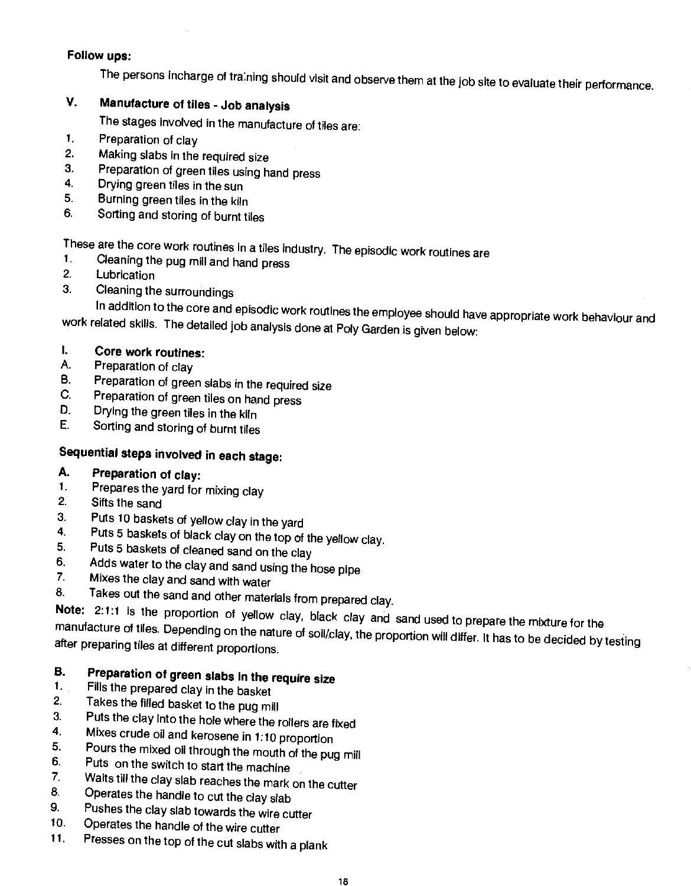**Follow ups:**

The persons incharge of training should visit and observe them at the job site to evaluate their performance.

## V. Manufacture of tiles - Job analysis

The stages involved in the manufacture of tiles are:

1. Preparation of clay
2. Making slabs in the required size
3. Preparation of green tiles using hand press
4. Drying green tiles in the sun
5. Burning green tiles in the kiln
6. Sorting and storing of burnt tiles

These are the core work routines in a tiles industry. The episodic work routines are

1. Cleaning the pug mill and hand press
2. Lubrication
3. Cleaning the surroundings

In addition to the core and episodic work routines the employee should have appropriate work behaviour and work related skills. The detailed job analysis done at Poly Garden is given below:

### I. Core work routines:

A. Preparation of clay
B. Preparation of green slabs in the required size
C. Preparation of green tiles on hand press
D. Drying the green tiles in the kiln
E. Sorting and storing of burnt tiles

**Sequential steps involved in each stage:**

**A. Preparation of clay:**

1. Prepares the yard for mixing clay
2. Sifts the sand
3. Puts 10 baskets of yellow clay in the yard
4. Puts 5 baskets of black clay on the top of the yellow clay.
5. Puts 5 baskets of cleaned sand on the clay
6. Adds water to the clay and sand using the hose pipe
7. Mixes the clay and sand with water
8. Takes out the sand and other materials from prepared clay.

**Note:** 2:1:1 is the proportion of yellow clay, black clay and sand used to prepare the mixture for the manufacture of tiles. Depending on the nature of soil/clay, the proportion will differ. It has to be decided by testing after preparing tiles at different proportions.

**B. Preparation of green slabs in the require size**

1. Fills the prepared clay in the basket
2. Takes the filled basket to the pug mill
3. Puts the clay into the hole where the rollers are fixed
4. Mixes crude oil and kerosene in 1:10 proportion
5. Pours the mixed oil through the mouth of the pug mill
6. Puts on the switch to start the machine
7. Waits till the clay slab reaches the mark on the cutter
8. Operates the handle to cut the clay slab
9. Pushes the clay slab towards the wire cutter
10. Operates the handle of the wire cutter
11. Presses on the top of the cut slabs with a plank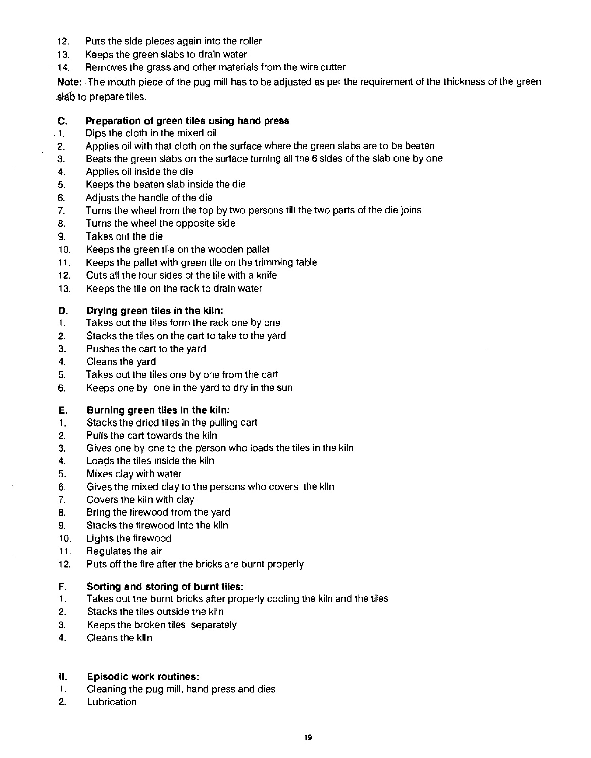12. Puts the side pieces again into the roller
13. Keeps the green slabs to drain water
14. Removes the grass and other materials from the wire cutter

**Note:** The mouth piece of the pug mill has to be adjusted as per the requirement of the thickness of the green slab to prepare tiles.

**C. Preparation of green tiles using hand press**

1. Dips the cloth in the mixed oil
2. Applies oil with that cloth on the surface where the green slabs are to be beaten
3. Beats the green slabs on the surface turning all the 6 sides of the slab one by one
4. Applies oil inside the die
5. Keeps the beaten slab inside the die
6. Adjusts the handle of the die
7. Turns the wheel from the top by two persons till the two parts of the die joins
8. Turns the wheel the opposite side
9. Takes out the die
10. Keeps the green tile on the wooden pallet
11. Keeps the pallet with green tile on the trimming table
12. Cuts all the four sides of the tile with a knife
13. Keeps the tile on the rack to drain water

**D. Drying green tiles in the kiln:**

1. Takes out the tiles form the rack one by one
2. Stacks the tiles on the cart to take to the yard
3. Pushes the cart to the yard
4. Cleans the yard
5. Takes out the tiles one by one from the cart
6. Keeps one by one in the yard to dry in the sun

**E. Burning green tiles in the kiln:**

1. Stacks the dried tiles in the pulling cart
2. Pulls the cart towards the kiln
3. Gives one by one to the person who loads the tiles in the kiln
4. Loads the tiles inside the kiln
5. Mixes clay with water
6. Gives the mixed clay to the persons who covers the kiln
7. Covers the kiln with clay
8. Bring the firewood from the yard
9. Stacks the firewood into the kiln
10. Lights the firewood
11. Regulates the air
12. Puts off the fire after the bricks are burnt properly

**F. Sorting and storing of burnt tiles:**

1. Takes out the burnt bricks after properly cooling the kiln and the tiles
2. Stacks the tiles outside the kiln
3. Keeps the broken tiles separately
4. Cleans the kiln

**II. Episodic work routines:**

1. Cleaning the pug mill, hand press and dies
2. Lubrication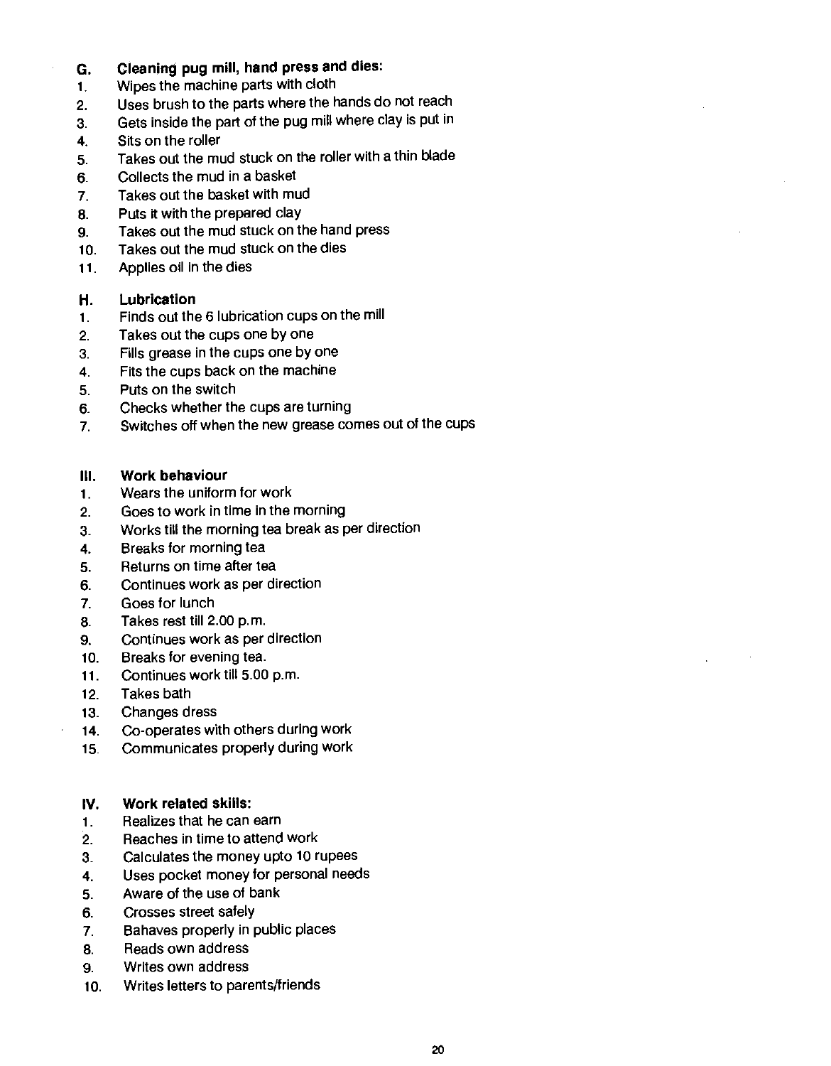**G. Cleaning pug mill, hand press and dies:**

1. Wipes the machine parts with cloth
2. Uses brush to the parts where the hands do not reach
3. Gets inside the part of the pug mill where clay is put in
4. Sits on the roller
5. Takes out the mud stuck on the roller with a thin blade
6. Collects the mud in a basket
7. Takes out the basket with mud
8. Puts it with the prepared clay
9. Takes out the mud stuck on the hand press
10. Takes out the mud stuck on the dies
11. Applies oil in the dies

**H. Lubrication**

1. Finds out the 6 lubrication cups on the mill
2. Takes out the cups one by one
3. Fills grease in the cups one by one
4. Fits the cups back on the machine
5. Puts on the switch
6. Checks whether the cups are turning
7. Switches off when the new grease comes out of the cups

**III. Work behaviour**

1. Wears the uniform for work
2. Goes to work in time in the morning
3. Works till the morning tea break as per direction
4. Breaks for morning tea
5. Returns on time after tea
6. Continues work as per direction
7. Goes for lunch
8. Takes rest till 2.00 p.m.
9. Continues work as per direction
10. Breaks for evening tea.
11. Continues work till 5.00 p.m.
12. Takes bath
13. Changes dress
14. Co-operates with others during work
15. Communicates properly during work

**IV. Work related skills:**

1. Realizes that he can earn
2. Reaches in time to attend work
3. Calculates the money upto 10 rupees
4. Uses pocket money for personal needs
5. Aware of the use of bank
6. Crosses street safely
7. Bahaves properly in public places
8. Reads own address
9. Writes own address
10. Writes letters to parents/friends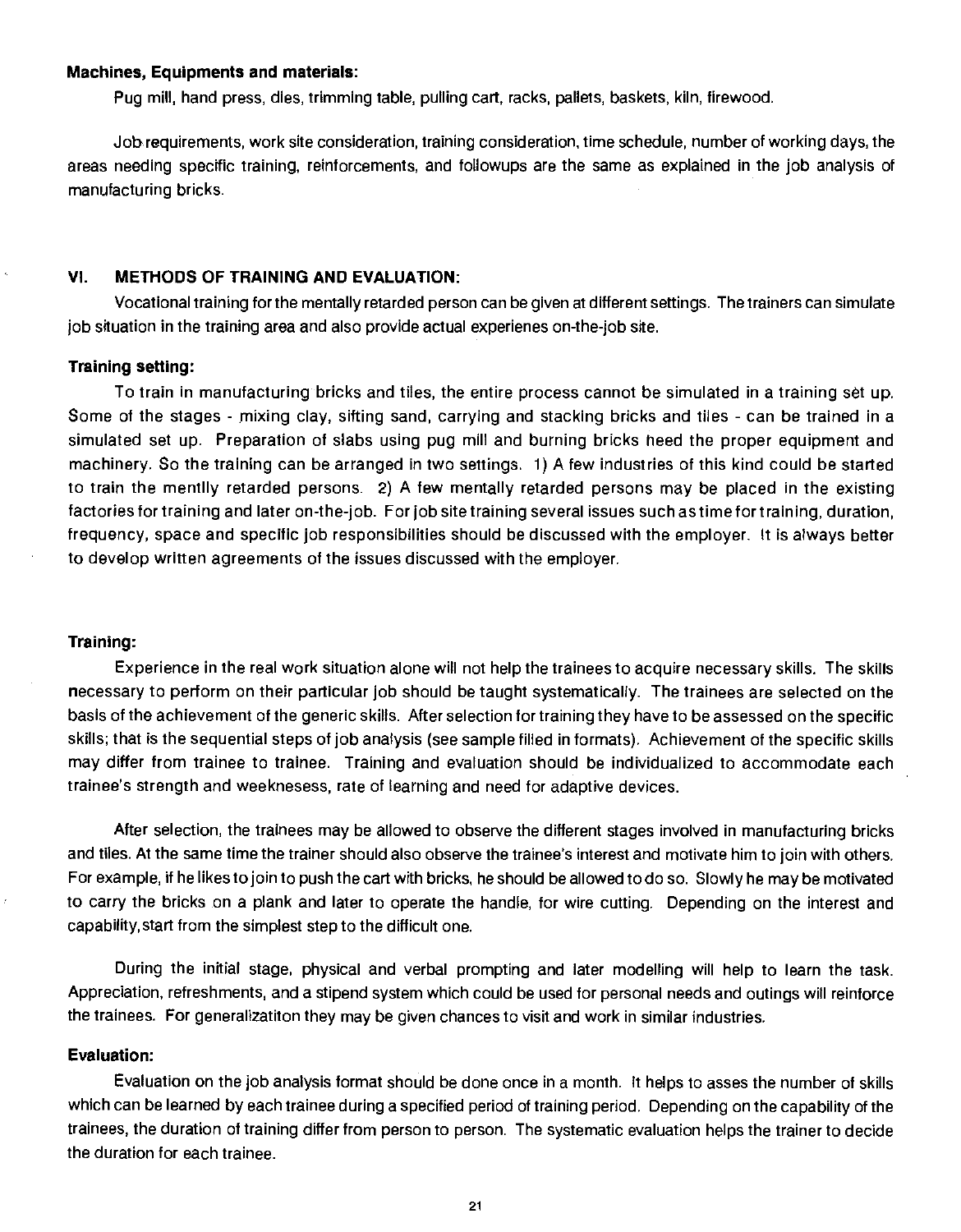**Machines, Equipments and materials:**

Pug mill, hand press, dies, trimming table, pulling cart, racks, pallets, baskets, kiln, firewood.

Job requirements, work site consideration, training consideration, time schedule, number of working days, the areas needing specific training, reinforcements, and followups are the same as explained in the job analysis of manufacturing bricks.

## VI. METHODS OF TRAINING AND EVALUATION:

Vocational training for the mentally retarded person can be given at different settings. The trainers can simulate job situation in the training area and also provide actual experienes on-the-job site.

**Training setting:**

To train in manufacturing bricks and tiles, the entire process cannot be simulated in a training set up. Some of the stages - mixing clay, sifting sand, carrying and stacking bricks and tiles - can be trained in a simulated set up. Preparation of slabs using pug mill and burning bricks need the proper equipment and machinery. So the training can be arranged in two settings. 1) A few industries of this kind could be started to train the mentlly retarded persons. 2) A few mentally retarded persons may be placed in the existing factories for training and later on-the-job. For job site training several issues such as time for training, duration, frequency, space and specific job responsibilities should be discussed with the employer. It is always better to develop written agreements of the issues discussed with the employer.

**Training:**

Experience in the real work situation alone will not help the trainees to acquire necessary skills. The skills necessary to perform on their particular job should be taught systematically. The trainees are selected on the basis of the achievement of the generic skills. After selection for training they have to be assessed on the specific skills; that is the sequential steps of job analysis (see sample filled in formats). Achievement of the specific skills may differ from trainee to trainee. Training and evaluation should be individualized to accommodate each trainee's strength and weeknesess, rate of learning and need for adaptive devices.

After selection, the trainees may be allowed to observe the different stages involved in manufacturing bricks and tiles. At the same time the trainer should also observe the trainee's interest and motivate him to join with others. For example, if he likes to join to push the cart with bricks, he should be allowed to do so. Slowly he may be motivated to carry the bricks on a plank and later to operate the handle, for wire cutting. Depending on the interest and capability, start from the simplest step to the difficult one.

During the initial stage, physical and verbal prompting and later modelling will help to learn the task. Appreciation, refreshments, and a stipend system which could be used for personal needs and outings will reinforce the trainees. For generalizatiton they may be given chances to visit and work in similar industries.

**Evaluation:**

Evaluation on the job analysis format should be done once in a month. It helps to asses the number of skills which can be learned by each trainee during a specified period of training period. Depending on the capability of the trainees, the duration of training differ from person to person. The systematic evaluation helps the trainer to decide the duration for each trainee.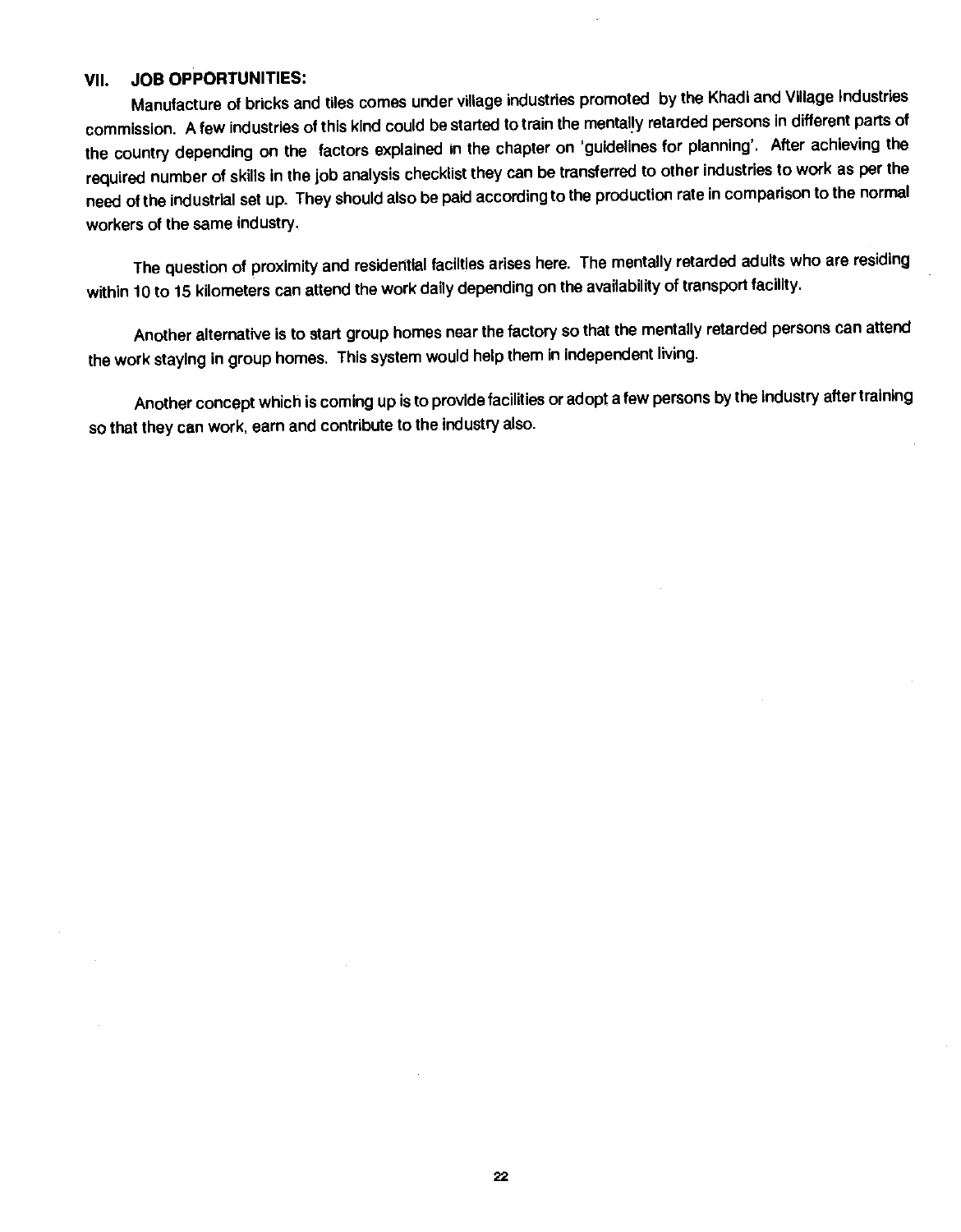## VII. JOB OPPORTUNITIES:

Manufacture of bricks and tiles comes under village industries promoted by the Khadi and Village Industries commission. A few industries of this kind could be started to train the mentally retarded persons in different parts of the country depending on the factors explained in the chapter on 'guidelines for planning'. After achieving the required number of skills in the job analysis checklist they can be transferred to other industries to work as per the need of the industrial set up. They should also be paid according to the production rate in comparison to the normal workers of the same industry.

The question of proximity and residential facilties arises here. The mentally retarded adults who are residing within 10 to 15 kilometers can attend the work daily depending on the availability of transport facility.

Another alternative is to start group homes near the factory so that the mentally retarded persons can attend the work staying in group homes. This system would help them in independent living.

Another concept which is coming up is to provide facilities or adopt a few persons by the industry after training so that they can work, earn and contribute to the industry also.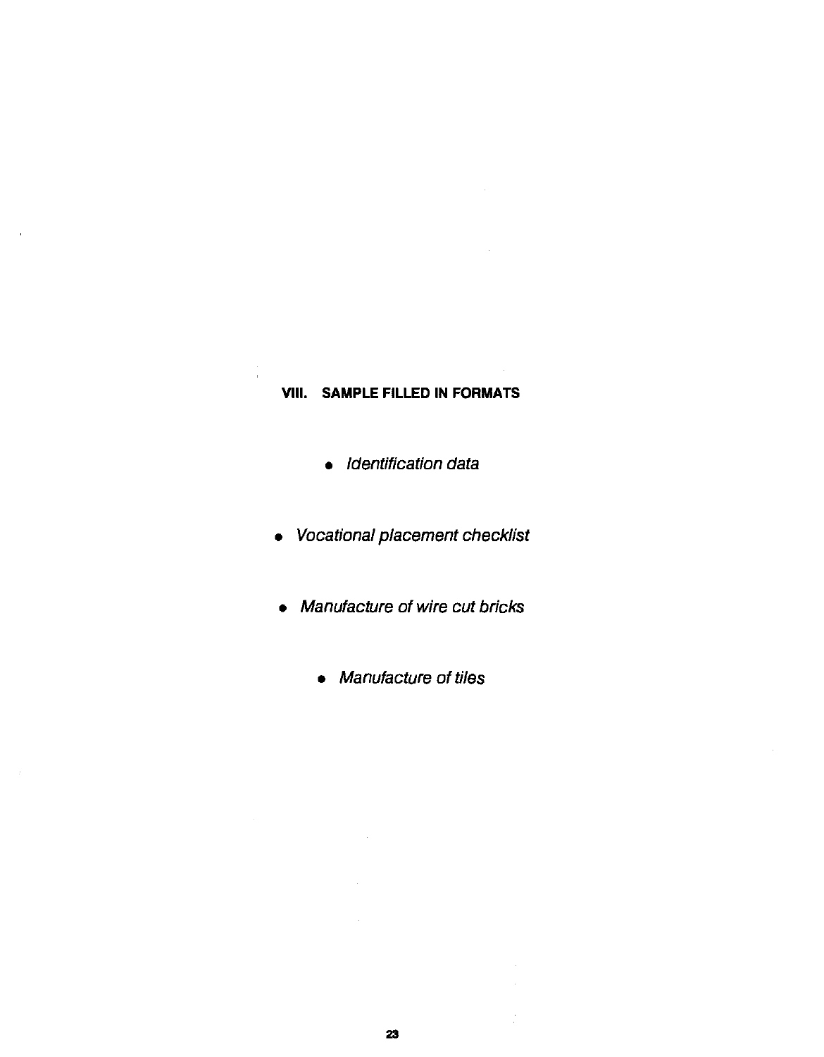## VIII. SAMPLE FILLED IN FORMATS

- *Identification data*
- *Vocational placement checklist*
- *Manufacture of wire cut bricks*
- *Manufacture of tiles*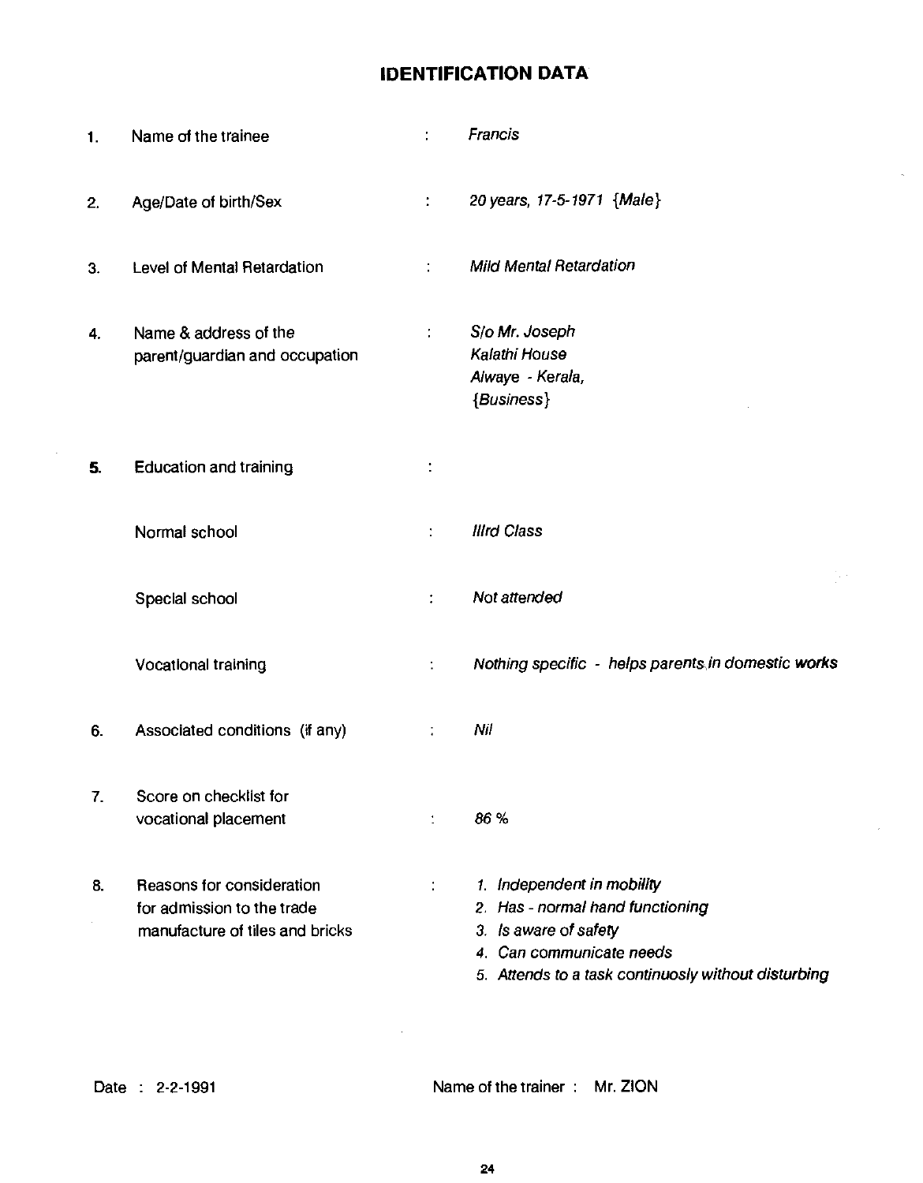## IDENTIFICATION DATA

| | | | |
|---|---|---|---|
| 1. | Name of the trainee | : | *Francis* |
| 2. | Age/Date of birth/Sex | : | *20 years, 17-5-1971 {Male}* |
| 3. | Level of Mental Retardation | : | *Mild Mental Retardation* |
| 4. | Name & address of the parent/guardian and occupation | : | *S/o Mr. Joseph*<br>*Kalathi House*<br>*Alwaye - Kerala,*<br>*{Business}* |
| **5.** | Education and training | : | |
| | Normal school | : | *IIIrd Class* |
| | Special school | : | *Not attended* |
| | Vocational training | : | *Nothing specific - helps parents in domestic works* |
| 6. | Associated conditions (if any) | : | *Nil* |
| 7. | Score on checklist for vocational placement | : | *86 %* |
| 8. | Reasons for consideration for admission to the trade manufacture of tiles and bricks | : | *1. Independent in mobility*<br>*2. Has - normal hand functioning*<br>*3. Is aware of safety*<br>*4. Can communicate needs*<br>*5. Attends to a task continuosly without disturbing* |

Date : 2-2-1991

Name of the trainer : Mr. ZION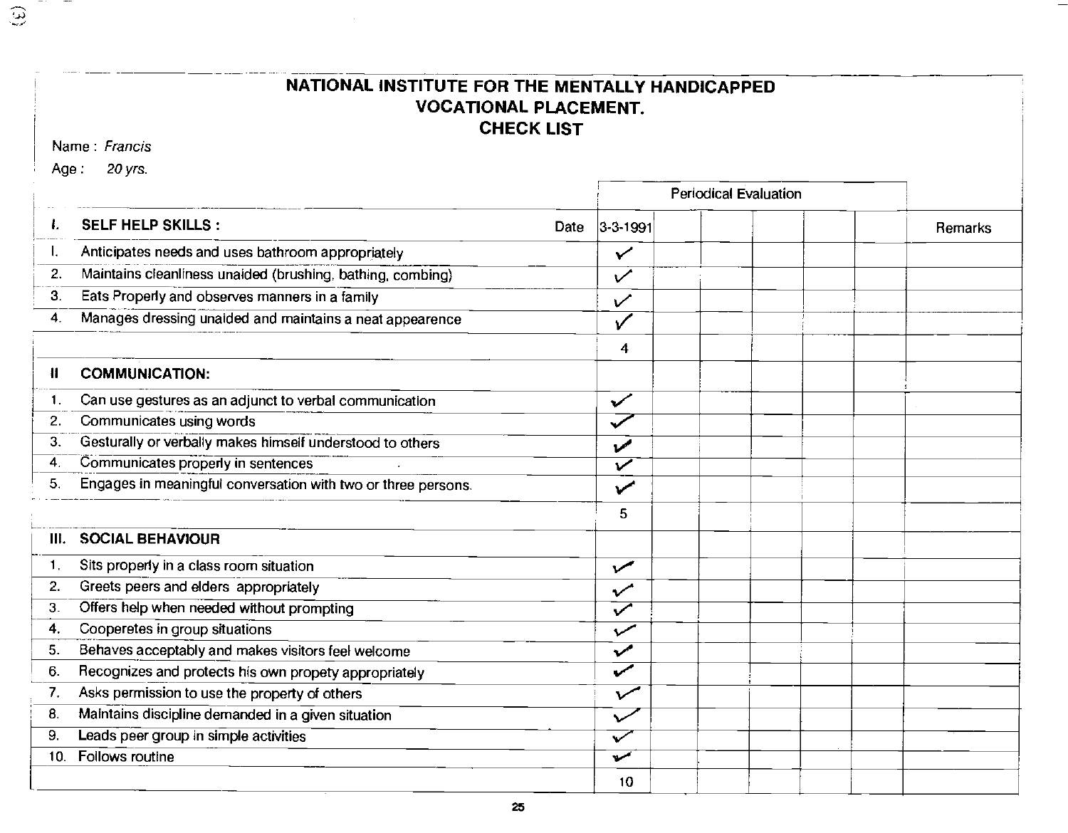# NATIONAL INSTITUTE FOR THE MENTALLY HANDICAPPED
## VOCATIONAL PLACEMENT.
## CHECK LIST

Name : *Francis*

Age : *20 yrs.*

| | | Periodical Evaluation | | | | | | |
|---|---|---|---|---|---|---|---|---|
| **I.** | **SELF HELP SKILLS :** Date | 3-3-1991 | | | | | | Remarks |
| 1. | Anticipates needs and uses bathroom appropriately | ✓ | | | | | | |
| 2. | Maintains cleanliness unaided (brushing, bathing, combing) | ✓ | | | | | | |
| 3. | Eats Properly and observes manners in a family | ✓ | | | | | | |
| 4. | Manages dressing unaided and maintains a neat appearence | ✓ | | | | | | |
| | | 4 | | | | | | |
| **II** | **COMMUNICATION:** | | | | | | | |
| 1. | Can use gestures as an adjunct to verbal communication | ✓ | | | | | | |
| 2. | Communicates using words | ✓ | | | | | | |
| 3. | Gesturally or verbally makes himself understood to others | ✓ | | | | | | |
| 4. | Communicates properly in sentences | ✓ | | | | | | |
| 5. | Engages in meaningful conversation with two or three persons. | ✓ | | | | | | |
| | | 5 | | | | | | |
| **III.** | **SOCIAL BEHAVIOUR** | | | | | | | |
| 1. | Sits properly in a class room situation | ✓ | | | | | | |
| 2. | Greets peers and elders appropriately | ✓ | | | | | | |
| 3. | Offers help when needed without prompting | ✓ | | | | | | |
| 4. | Cooperetes in group situations | ✓ | | | | | | |
| 5. | Behaves acceptably and makes visitors feel welcome | ✓ | | | | | | |
| 6. | Recognizes and protects his own propety appropriately | ✓ | | | | | | |
| 7. | Asks permission to use the property of others | ✓ | | | | | | |
| 8. | Maintains discipline demanded in a given situation | ✓ | | | | | | |
| 9. | Leads peer group in simple activities | ✓ | | | | | | |
| 10. | Follows routine | ✓ | | | | | | |
| | | 10 | | | | | | |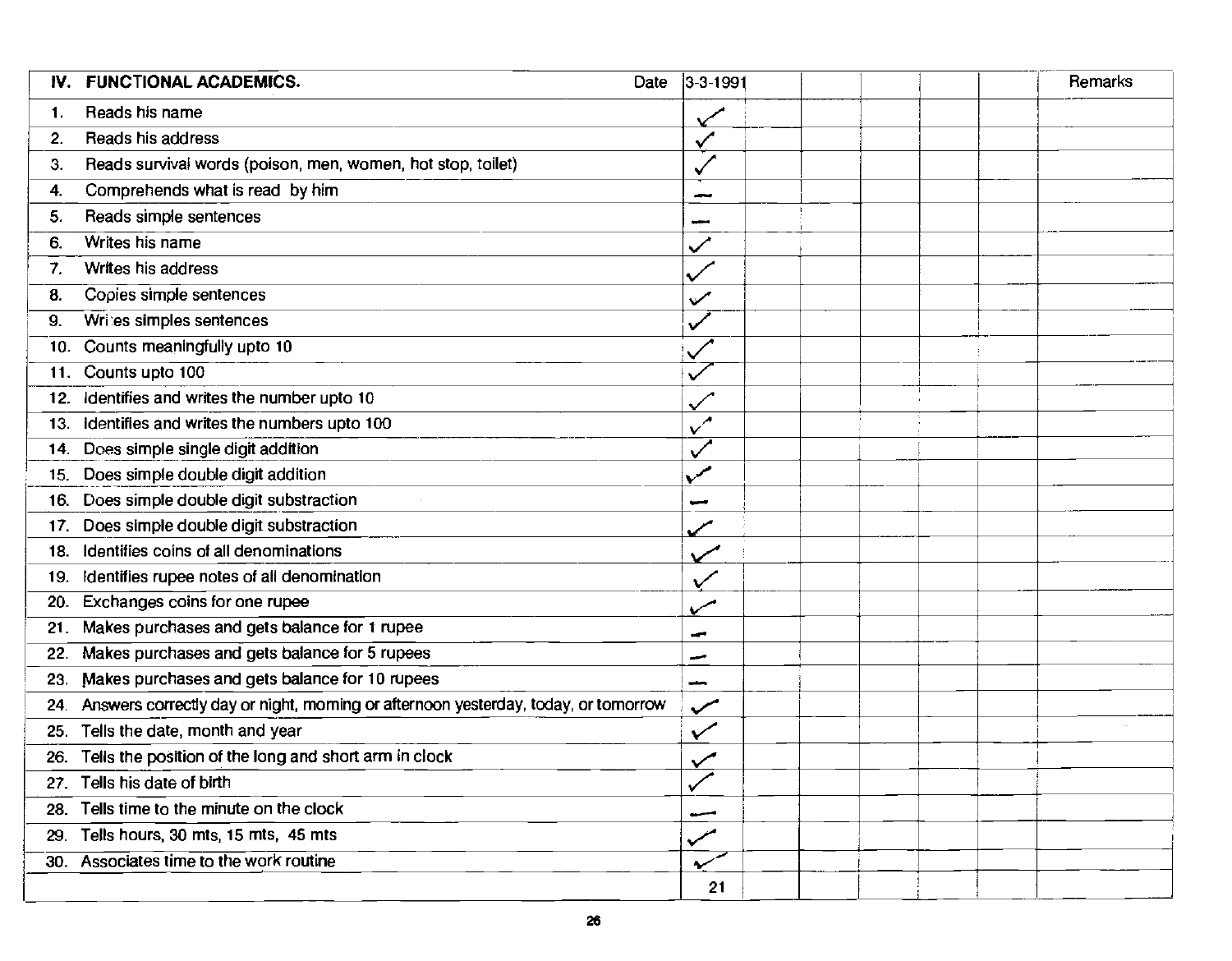| IV. FUNCTIONAL ACADEMICS. Date | 3-3-1991 | | | | | | Remarks |
|---|---|---|---|---|---|---|---|
| 1. Reads his name | ✓ | | | | | | |
| 2. Reads his address | ✓ | | | | | | |
| 3. Reads survival words (poison, men, women, hot stop, toilet) | ✓ | | | | | | |
| 4. Comprehends what is read by him | – | | | | | | |
| 5. Reads simple sentences | – | | | | | | |
| 6. Writes his name | ✓ | | | | | | |
| 7. Writes his address | ✓ | | | | | | |
| 8. Copies simple sentences | ✓ | | | | | | |
| 9. Wri:es simples sentences | ✓ | | | | | | |
| 10. Counts meaningfully upto 10 | ✓ | | | | | | |
| 11. Counts upto 100 | ✓ | | | | | | |
| 12. Identifies and writes the number upto 10 | ✓ | | | | | | |
| 13. Identifies and writes the numbers upto 100 | ✓ | | | | | | |
| 14. Does simple single digit addition | ✓ | | | | | | |
| 15. Does simple double digit addition | ✓ | | | | | | |
| 16. Does simple double digit substraction | – | | | | | | |
| 17. Does simple double digit substraction | ✓ | | | | | | |
| 18. Identifies coins of all denominations | ✓ | | | | | | |
| 19. Identifies rupee notes of all denomination | ✓ | | | | | | |
| 20. Exchanges coins for one rupee | ✓ | | | | | | |
| 21. Makes purchases and gets balance for 1 rupee | – | | | | | | |
| 22. Makes purchases and gets balance for 5 rupees | – | | | | | | |
| 23. Makes purchases and gets balance for 10 rupees | – | | | | | | |
| 24. Answers correctly day or night, morning or afternoon yesterday, today, or tomorrow | ✓ | | | | | | |
| 25. Tells the date, month and year | ✓ | | | | | | |
| 26. Tells the position of the long and short arm in clock | ✓ | | | | | | |
| 27. Tells his date of birth | ✓ | | | | | | |
| 28. Tells time to the minute on the clock | – | | | | | | |
| 29. Tells hours, 30 mts, 15 mts, 45 mts | ✓ | | | | | | |
| 30. Associates time to the work routine | ✓ | | | | | | |
| | 21 | | | | | | |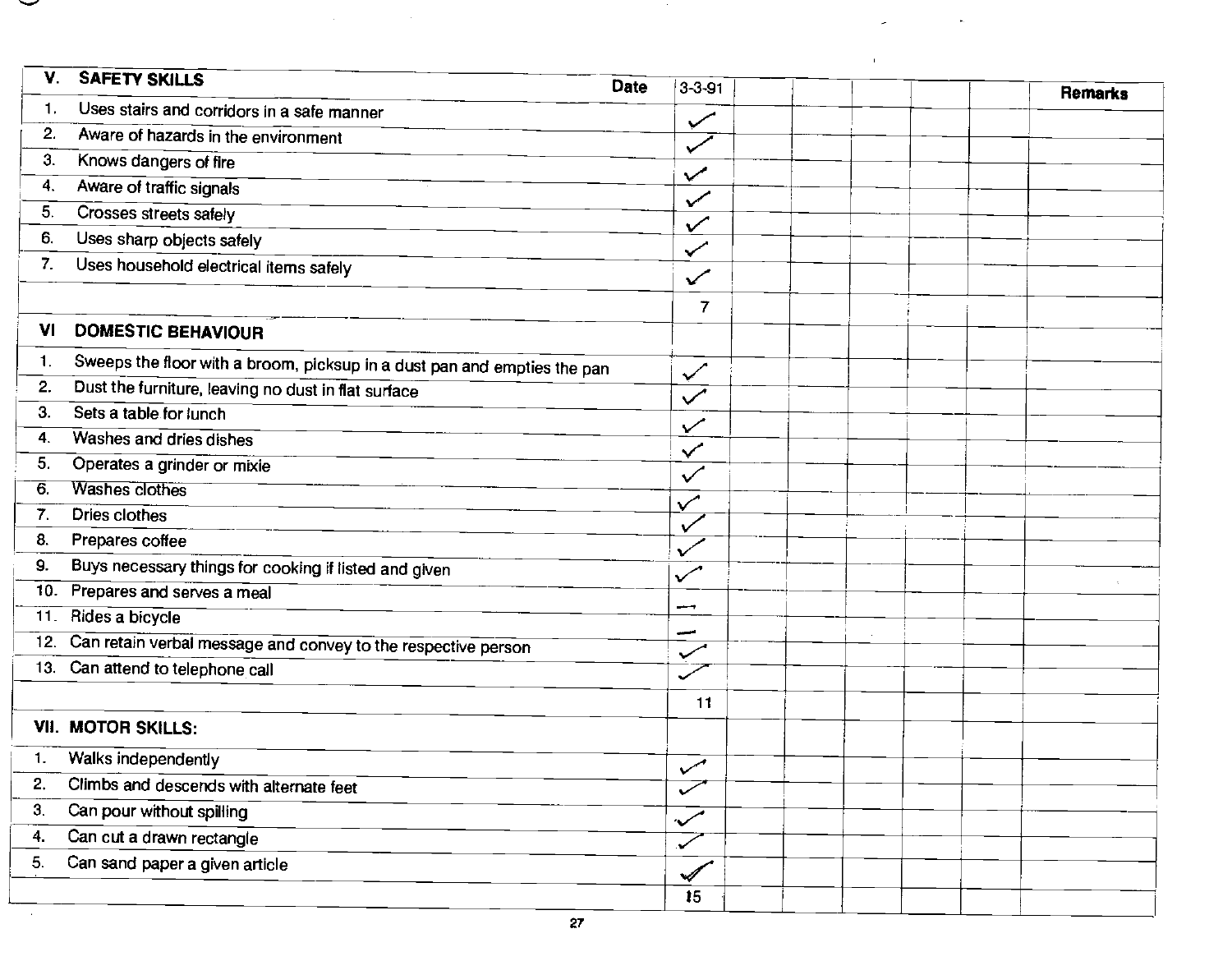| V. SAFETY SKILLS | Date | 3-3-91 | | | | | | Remarks |
|---|---|---|---|---|---|---|---|---|
| 1. | Uses stairs and corridors in a safe manner | ✓ | | | | | | |
| 2. | Aware of hazards in the environment | ✓ | | | | | | |
| 3. | Knows dangers of fire | ✓ | | | | | | |
| 4. | Aware of traffic signals | ✓ | | | | | | |
| 5. | Crosses streets safely | ✓ | | | | | | |
| 6. | Uses sharp objects safely | ✓ | | | | | | |
| 7. | Uses household electrical items safely | ✓ | | | | | | |
| | | 7 | | | | | | |
| **VI** | **DOMESTIC BEHAVIOUR** | | | | | | | |
| 1. | Sweeps the floor with a broom, picksup in a dust pan and empties the pan | ✓ | | | | | | |
| 2. | Dust the furniture, leaving no dust in flat surface | ✓ | | | | | | |
| 3. | Sets a table for lunch | ✓ | | | | | | |
| 4. | Washes and dries dishes | ✓ | | | | | | |
| 5. | Operates a grinder or mixie | ✓ | | | | | | |
| 6. | Washes clothes | ✓ | | | | | | |
| 7. | Dries clothes | ✓ | | | | | | |
| 8. | Prepares coffee | ✓ | | | | | | |
| 9. | Buys necessary things for cooking if listed and given | ✓ | | | | | | |
| 10. | Prepares and serves a meal | — | | | | | | |
| 11. | Rides a bicycle | — | | | | | | |
| 12. | Can retain verbal message and convey to the respective person | ✓ | | | | | | |
| 13. | Can attend to telephone call | ✓ | | | | | | |
| | | 11 | | | | | | |
| **VII.** | **MOTOR SKILLS:** | | | | | | | |
| 1. | Walks independently | ✓ | | | | | | |
| 2. | Climbs and descends with alternate feet | ✓ | | | | | | |
| 3. | Can pour without spilling | ✓ | | | | | | |
| 4. | Can cut a drawn rectangle | ✓ | | | | | | |
| 5. | Can sand paper a given article | ✓ | | | | | | |
| | | 15 | | | | | | |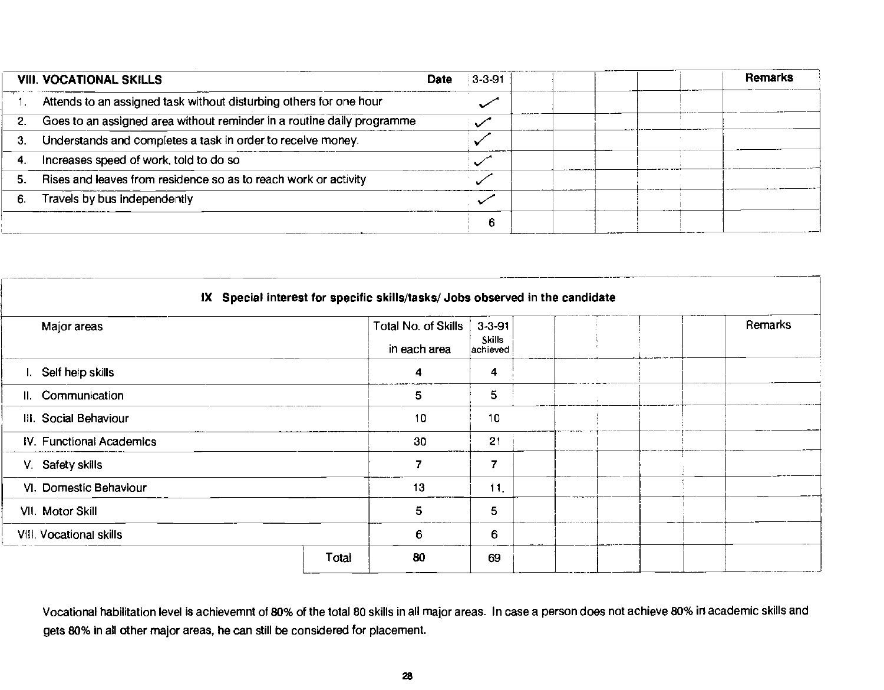| VIII. VOCATIONAL SKILLS | Date | 3-3-91 | | | | | | Remarks |
|---|---|---|---|---|---|---|---|---|
| 1. | Attends to an assigned task without disturbing others for one hour | ✓ | | | | | | |
| 2. | Goes to an assigned area without reminder in a routine daily programme | ✓ | | | | | | |
| 3. | Understands and completes a task in order to receive money. | ✓ | | | | | | |
| 4. | Increases speed of work, told to do so | ✓ | | | | | | |
| 5. | Rises and leaves from residence so as to reach work or activity | ✓ | | | | | | |
| 6. | Travels by bus independently | ✓ | | | | | | |
| | | 6 | | | | | | |

**IX Special interest for specific skills/tasks/ Jobs observed in the candidate**

| Major areas | Total No. of Skills in each area | 3-3-91 Skills achieved | | | | | | Remarks |
|---|---|---|---|---|---|---|---|---|
| I. Self help skills | 4 | 4 | | | | | | |
| II. Communication | 5 | 5 | | | | | | |
| III. Social Behaviour | 10 | 10 | | | | | | |
| IV. Functional Academics | 30 | 21 | | | | | | |
| V. Safety skills | 7 | 7 | | | | | | |
| VI. Domestic Behaviour | 13 | 11. | | | | | | |
| VII. Motor Skill | 5 | 5 | | | | | | |
| VIII. Vocational skills | 6 | 6 | | | | | | |
| Total | 80 | 69 | | | | | | |

Vocational habilitation level is achievemnt of 80% of the total 80 skills in all major areas. In case a person does not achieve 80% in academic skills and gets 80% in all other major areas, he can still be considered for placement.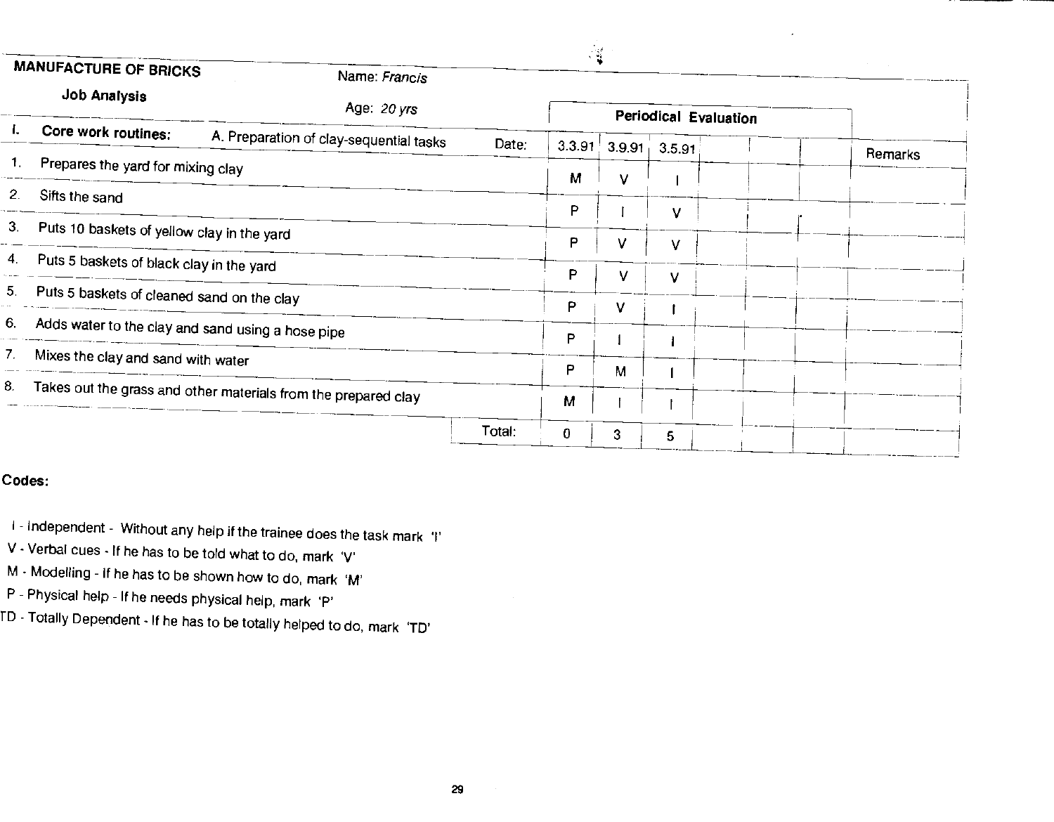**MANUFACTURE OF BRICKS**

**Job Analysis**

Name: *Francis*

Age: *20 yrs*

| I. **Core work routines:** A. Preparation of clay-sequential tasks | Periodical Evaluation | | | | | | Remarks |
|---|---|---|---|---|---|---|---|
| Date: | 3.3.91 | 3.9.91 | 3.5.91 | | | | |
| 1. Prepares the yard for mixing clay | M | V | I | | | | |
| 2. Sifts the sand | P | I | V | | | | |
| 3. Puts 10 baskets of yellow clay in the yard | P | V | V | | | | |
| 4. Puts 5 baskets of black clay in the yard | P | V | V | | | | |
| 5. Puts 5 baskets of cleaned sand on the clay | P | V | I | | | | |
| 6. Adds water to the clay and sand using a hose pipe | P | I | I | | | | |
| 7. Mixes the clay and sand with water | P | M | I | | | | |
| 8. Takes out the grass and other materials from the prepared clay | M | I | I | | | | |
| Total: | 0 | 3 | 5 | | | | |

**Codes:**

I - Independent - Without any help if the trainee does the task mark 'I'

V - Verbal cues - If he has to be told what to do, mark 'V'

M - Modelling - If he has to be shown how to do, mark 'M'

P - Physical help - If he needs physical help, mark 'P'

TD - Totally Dependent - If he has to be totally helped to do, mark 'TD'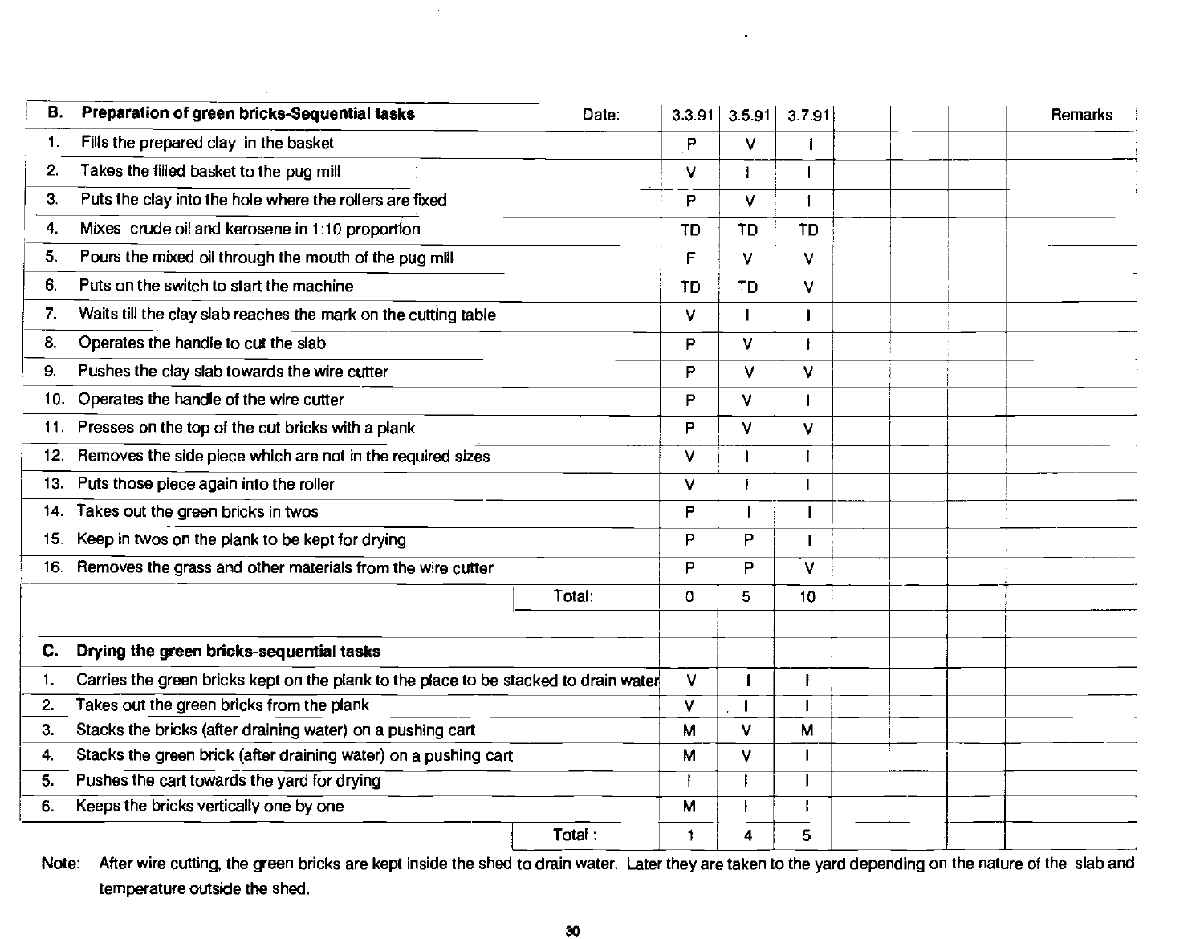| B. Preparation of green bricks-Sequential tasks | Date: | 3.3.91 | 3.5.91 | 3.7.91 | | | | Remarks |
|---|---|---|---|---|---|---|---|---|
| 1. Fills the prepared clay in the basket | | P | V | I | | | | |
| 2. Takes the filled basket to the pug mill | | V | I | I | | | | |
| 3. Puts the clay into the hole where the rollers are fixed | | P | V | I | | | | |
| 4. Mixes crude oil and kerosene in 1:10 proportion | | TD | TD | TD | | | | |
| 5. Pours the mixed oil through the mouth of the pug mill | | F | V | V | | | | |
| 6. Puts on the switch to start the machine | | TD | TD | V | | | | |
| 7. Waits till the clay slab reaches the mark on the cutting table | | V | I | I | | | | |
| 8. Operates the handle to cut the slab | | P | V | I | | | | |
| 9. Pushes the clay slab towards the wire cutter | | P | V | V | | | | |
| 10. Operates the handle of the wire cutter | | P | V | I | | | | |
| 11. Presses on the top of the cut bricks with a plank | | P | V | V | | | | |
| 12. Removes the side piece which are not in the required sizes | | V | I | I | | | | |
| 13. Puts those piece again into the roller | | V | I | I | | | | |
| 14. Takes out the green bricks in twos | | P | I | I | | | | |
| 15. Keep in twos on the plank to be kept for drying | | P | P | I | | | | |
| 16. Removes the grass and other materials from the wire cutter | | P | P | V | | | | |
| | Total: | 0 | 5 | 10 | | | | |
| | | | | | | | | |
| **C. Drying the green bricks-sequential tasks** | | | | | | | | |
| 1. Carries the green bricks kept on the plank to the place to be stacked to drain water | | V | I | I | | | | |
| 2. Takes out the green bricks from the plank | | V | I | I | | | | |
| 3. Stacks the bricks (after draining water) on a pushing cart | | M | V | M | | | | |
| 4. Stacks the green brick (after draining water) on a pushing cart | | M | V | I | | | | |
| 5. Pushes the cart towards the yard for drying | | I | I | I | | | | |
| 6. Keeps the bricks vertically one by one | | M | I | I | | | | |
| | Total : | 1 | 4 | 5 | | | | |

Note: After wire cutting, the green bricks are kept inside the shed to drain water. Later they are taken to the yard depending on the nature of the slab and temperature outside the shed.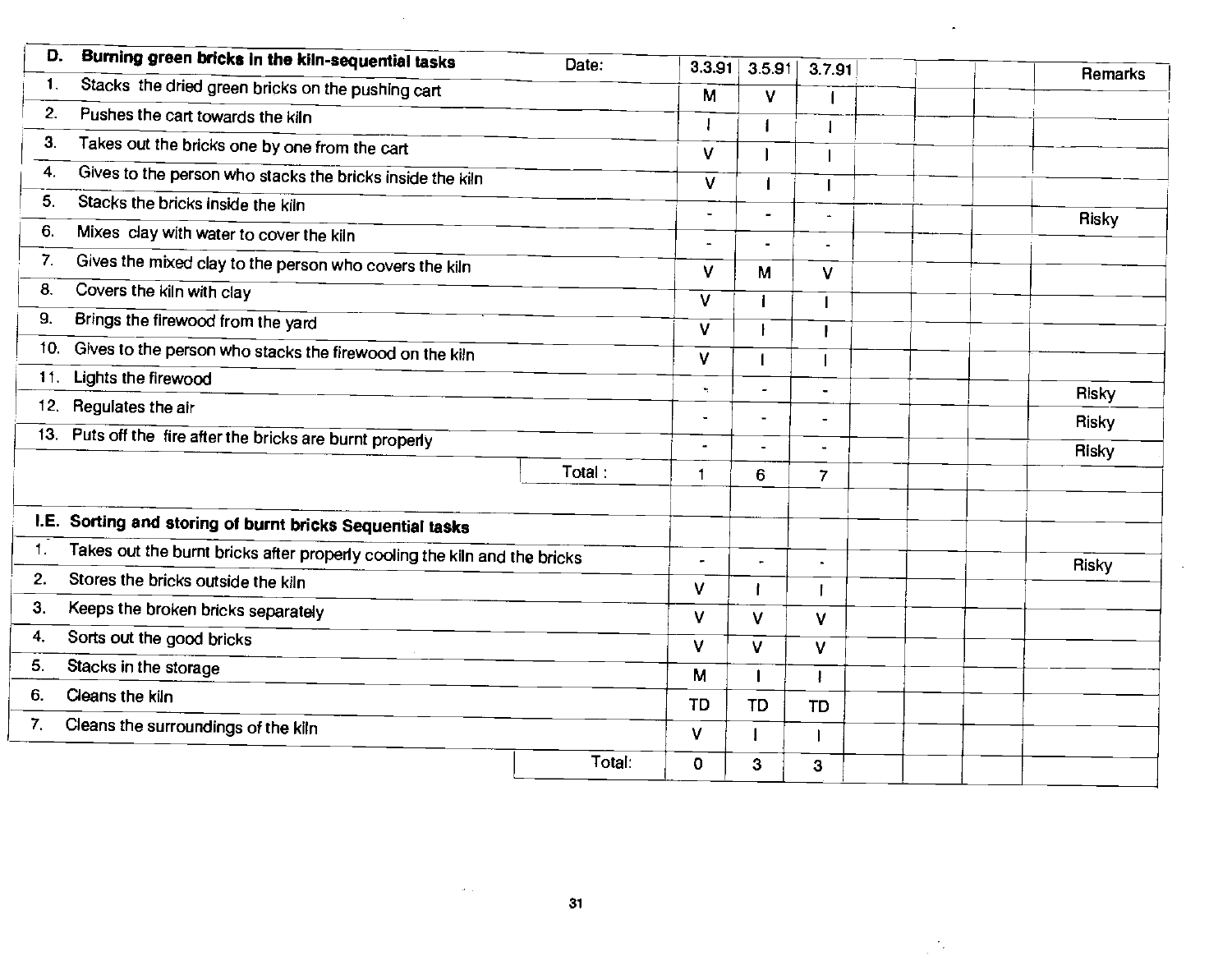| D. **Burning green bricks in the kiln-sequential tasks** | Date: | 3.3.91 | 3.5.91 | 3.7.91 | | | | Remarks |
|---|---|---|---|---|---|---|---|---|
| 1. Stacks the dried green bricks on the pushing cart | | M | V | I | | | | |
| 2. Pushes the cart towards the kiln | | I | I | I | | | | |
| 3. Takes out the bricks one by one from the cart | | V | I | I | | | | |
| 4. Gives to the person who stacks the bricks inside the kiln | | V | I | I | | | | |
| 5. Stacks the bricks inside the kiln | | - | - | - | | | | Risky |
| 6. Mixes clay with water to cover the kiln | | - | - | - | | | | |
| 7. Gives the mixed clay to the person who covers the kiln | | V | M | V | | | | |
| 8. Covers the kiln with clay | | V | I | I | | | | |
| 9. Brings the firewood from the yard | | V | I | I | | | | |
| 10. Gives to the person who stacks the firewood on the kiln | | V | I | I | | | | |
| 11. Lights the firewood | | - | - | - | | | | Risky |
| 12. Regulates the air | | - | - | - | | | | Risky |
| 13. Puts off the fire after the bricks are burnt properly | | - | - | - | | | | Risky |
| | Total : | 1 | 6 | 7 | | | | |
| | | | | | | | | |
| **I.E. Sorting and storing of burnt bricks Sequential tasks** | | | | | | | | |
| 1. Takes out the burnt bricks after properly cooling the kiln and the bricks | | - | - | - | | | | Risky |
| 2. Stores the bricks outside the kiln | | V | I | I | | | | |
| 3. Keeps the broken bricks separately | | V | V | V | | | | |
| 4. Sorts out the good bricks | | V | V | V | | | | |
| 5. Stacks in the storage | | M | I | I | | | | |
| 6. Cleans the kiln | | TD | TD | TD | | | | |
| 7. Cleans the surroundings of the kiln | | V | I | I | | | | |
| | Total: | 0 | 3 | 3 | | | | |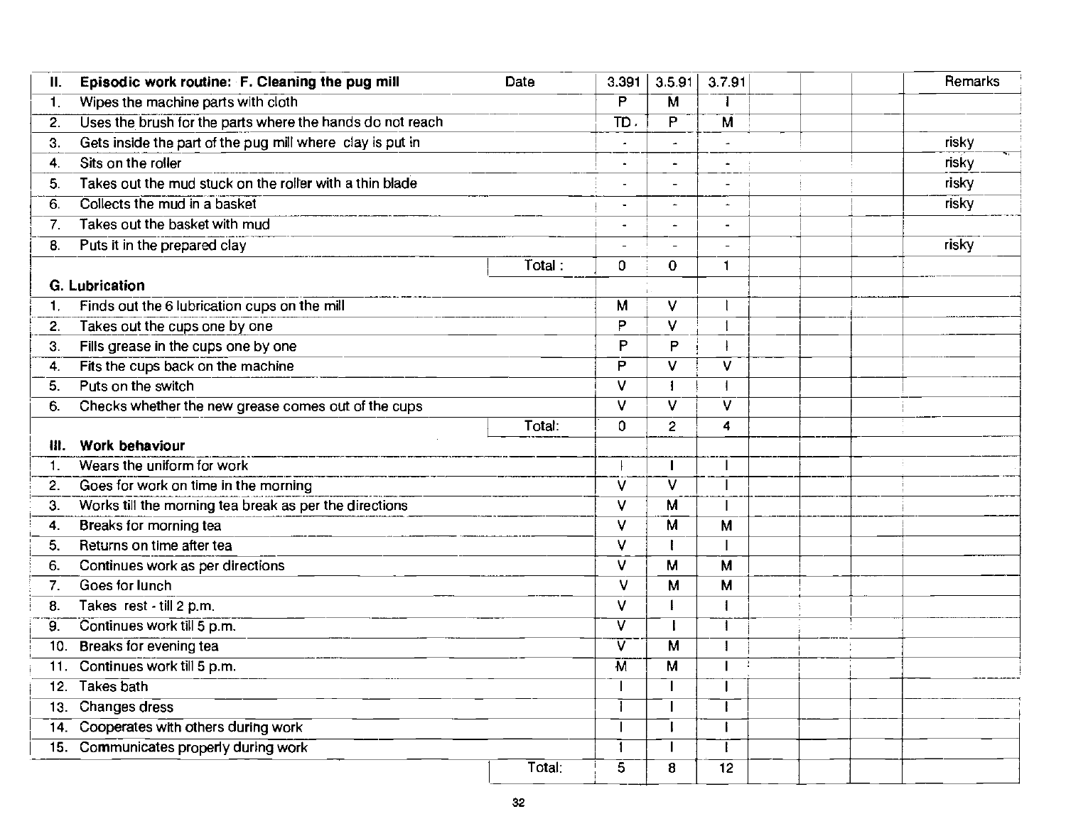| II. | Episodic work routine: F. Cleaning the pug mill | Date | 3.391 | 3.5.91 | 3.7.91 | | | | Remarks |
|---|---|---|---|---|---|---|---|---|---|
| 1. | Wipes the machine parts with cloth | | P | M | I | | | | |
| 2. | Uses the brush for the parts where the hands do not reach | | TD. | P | M | | | | |
| 3. | Gets inside the part of the pug mill where clay is put in | | - | - | - | | | | risky |
| 4. | Sits on the roller | | - | - | - | | | | risky |
| 5. | Takes out the mud stuck on the roller with a thin blade | | - | - | - | | | | risky |
| 6. | Collects the mud in a basket | | - | - | - | | | | risky |
| 7. | Takes out the basket with mud | | - | - | - | | | | |
| 8. | Puts it in the prepared clay | | - | - | - | | | | risky |
| | | Total : | 0 | 0 | 1 | | | | |
| | **G. Lubrication** | | | | | | | | |
| 1. | Finds out the 6 lubrication cups on the mill | | M | V | I | | | | |
| 2. | Takes out the cups one by one | | P | V | I | | | | |
| 3. | Fills grease in the cups one by one | | P | P | I | | | | |
| 4. | Fits the cups back on the machine | | P | V | V | | | | |
| 5. | Puts on the switch | | V | I | I | | | | |
| 6. | Checks whether the new grease comes out of the cups | | V | V | V | | | | |
| | | Total: | 0 | 2 | 4 | | | | |
| III. | **Work behaviour** | | | | | | | | |
| 1. | Wears the uniform for work | | I | I | I | | | | |
| 2. | Goes for work on time in the morning | | V | V | I | | | | |
| 3. | Works till the morning tea break as per the directions | | V | M | I | | | | |
| 4. | Breaks for morning tea | | V | M | M | | | | |
| 5. | Returns on time after tea | | V | I | I | | | | |
| 6. | Continues work as per directions | | V | M | M | | | | |
| 7. | Goes for lunch | | V | M | M | | | | |
| 8. | Takes rest - till 2 p.m. | | V | I | I | | | | |
| 9. | Continues work till 5 p.m. | | V | I | I | | | | |
| 10. | Breaks for evening tea | | V | M | I | | | | |
| 11. | Continues work till 5 p.m. | | M | M | I | | | | |
| 12. | Takes bath | | I | I | I | | | | |
| 13. | Changes dress | | I | I | I | | | | |
| 14. | Cooperates with others during work | | I | I | I | | | | |
| 15. | Communicates properly during work | | I | I | I | | | | |
| | | Total: | 5 | 8 | 12 | | | | |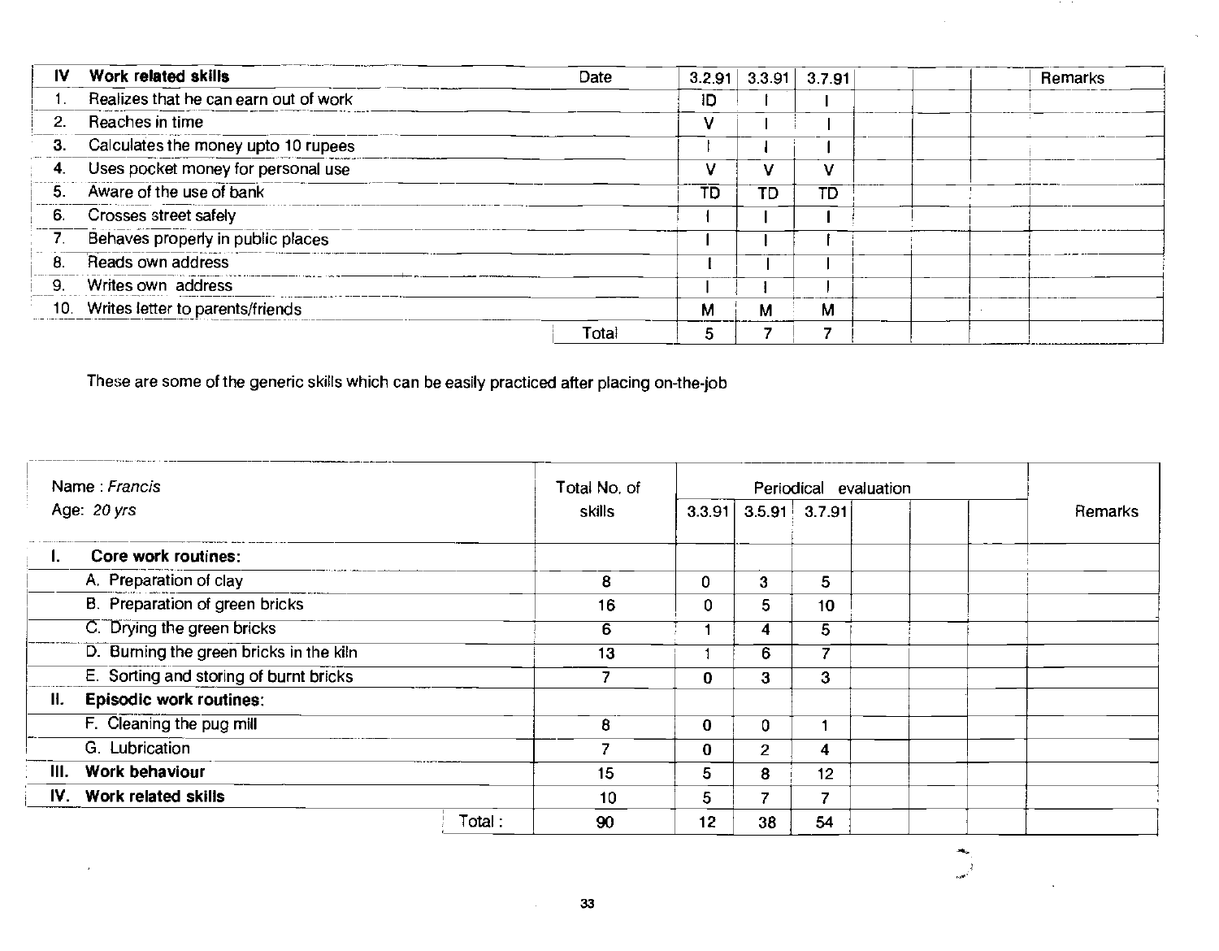| IV | Work related skills | Date | 3.2.91 | 3.3.91 | 3.7.91 | | | | Remarks |
|---|---|---|---|---|---|---|---|---|---|
| 1. | Realizes that he can earn out of work | | ID | I | I | | | | |
| 2. | Reaches in time | | V | I | I | | | | |
| 3. | Calculates the money upto 10 rupees | | I | I | I | | | | |
| 4. | Uses pocket money for personal use | | V | V | V | | | | |
| 5. | Aware of the use of bank | | TD | TD | TD | | | | |
| 6. | Crosses street safely | | I | I | I | | | | |
| 7. | Behaves properly in public places | | I | I | I | | | | |
| 8. | Reads own address | | I | I | I | | | | |
| 9. | Writes own address | | I | I | I | | | | |
| 10. | Writes letter to parents/friends | | M | M | M | | | | |
| | | Total | 5 | 7 | 7 | | | | |

These are some of the generic skills which can be easily practiced after placing on-the-job

| Name : *Francis* Age: *20 yrs* | Total No. of skills | Periodical evaluation | | | | | | Remarks |
|---|---|---|---|---|---|---|---|---|
| | | 3.3.91 | 3.5.91 | 3.7.91 | | | | |
| **I. Core work routines:** | | | | | | | | |
| A. Preparation of clay | 8 | 0 | 3 | 5 | | | | |
| B. Preparation of green bricks | 16 | 0 | 5 | 10 | | | | |
| C. Drying the green bricks | 6 | 1 | 4 | 5 | | | | |
| D. Burning the green bricks in the kiln | 13 | 1 | 6 | 7 | | | | |
| E. Sorting and storing of burnt bricks | 7 | 0 | 3 | 3 | | | | |
| **II. Episodic work routines:** | | | | | | | | |
| F. Cleaning the pug mill | 8 | 0 | 0 | 1 | | | | |
| G. Lubrication | 7 | 0 | 2 | 4 | | | | |
| **III. Work behaviour** | 15 | 5 | 8 | 12 | | | | |
| **IV. Work related skills** | 10 | 5 | 7 | 7 | | | | |
| Total : | 90 | 12 | 38 | 54 | | | | |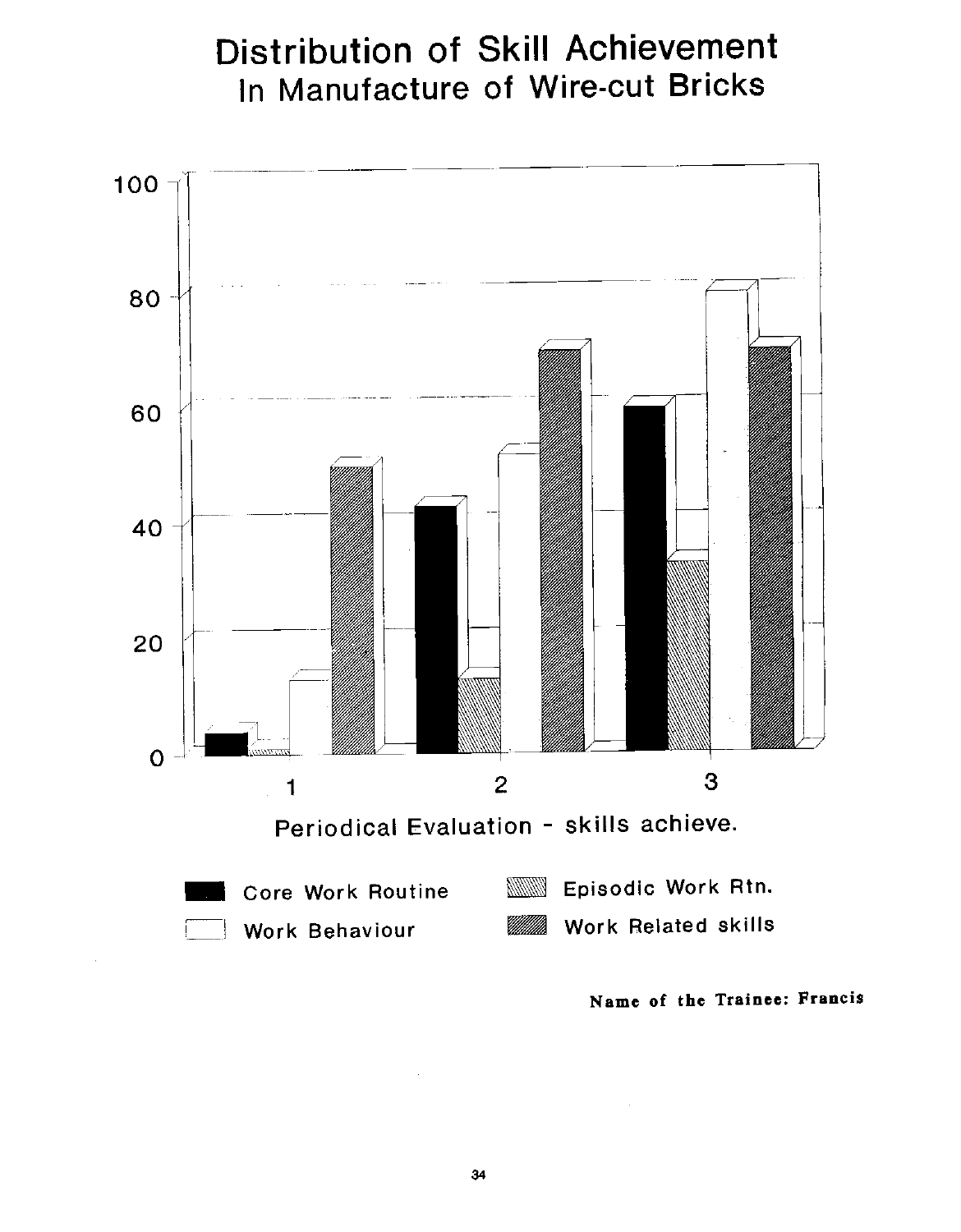# Distribution of Skill Achievement
## In Manufacture of Wire-cut Bricks

100

80

60

40

20

0

1 2 3

Periodical Evaluation - skills achieve.

Core Work Routine | Episodic Work Rtn.
Work Behaviour | Work Related skills

**Name of the Trainee: Francis**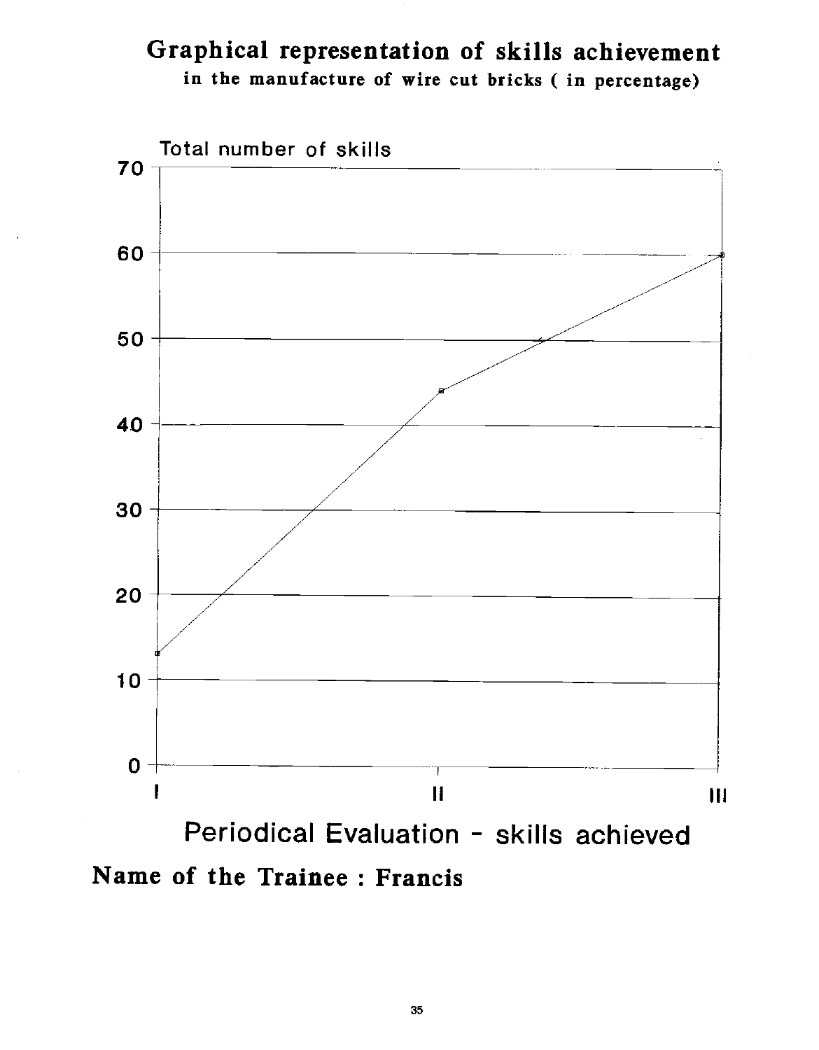# Graphical representation of skills achievement

**in the manufacture of wire cut bricks ( in percentage)**

Total number of skills

70

60

50

40

30

20

10

0

I II III

Periodical Evaluation - skills achieved

**Name of the Trainee : Francis**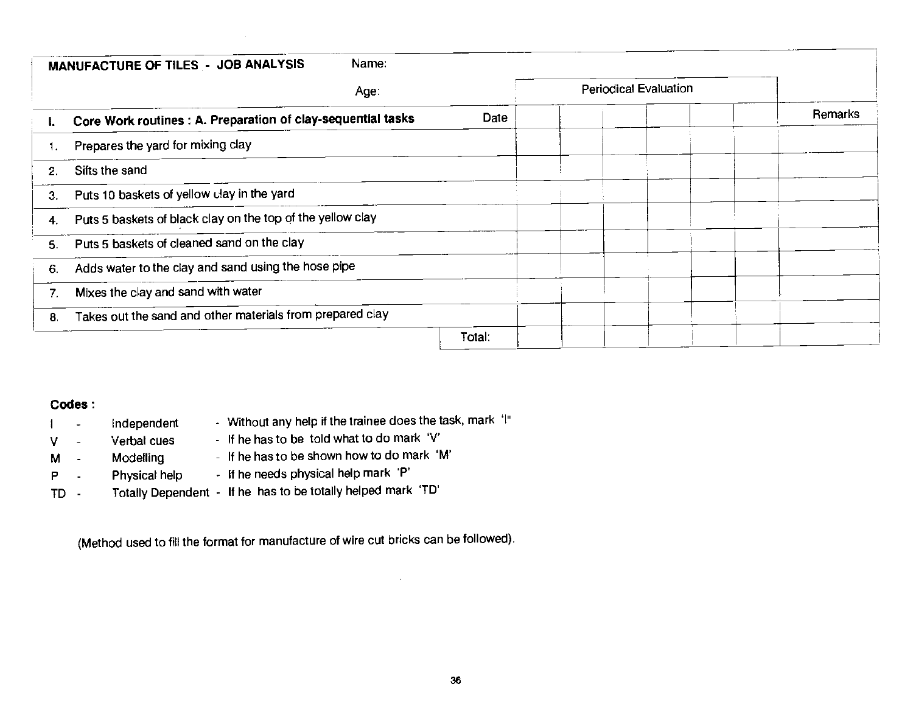**MANUFACTURE OF TILES - JOB ANALYSIS** Name:

Age:

| I. Core Work routines : A. Preparation of clay-sequential tasks | Date | Periodical Evaluation | | | | | | Remarks |
|---|---|---|---|---|---|---|---|---|
| 1. Prepares the yard for mixing clay | | | | | | | | |
| 2. Sifts the sand | | | | | | | | |
| 3. Puts 10 baskets of yellow clay in the yard | | | | | | | | |
| 4. Puts 5 baskets of black clay on the top of the yellow clay | | | | | | | | |
| 5. Puts 5 baskets of cleaned sand on the clay | | | | | | | | |
| 6. Adds water to the clay and sand using the hose pipe | | | | | | | | |
| 7. Mixes the clay and sand with water | | | | | | | | |
| 8. Takes out the sand and other materials from prepared clay | | | | | | | | |
| | Total: | | | | | | | |

**Codes :**

| | | | |
|---|---|---|---|
| I | - | Independent | - Without any help if the trainee does the task, mark 'I" |
| V | - | Verbal cues | - If he has to be told what to do mark 'V' |
| M | - | Modelling | - If he has to be shown how to do mark 'M' |
| P | - | Physical help | - If he needs physical help mark 'P' |
| TD | - | Totally Dependent | - If he has to be totally helped mark 'TD' |

(Method used to fill the format for manufacture of wire cut bricks can be followed).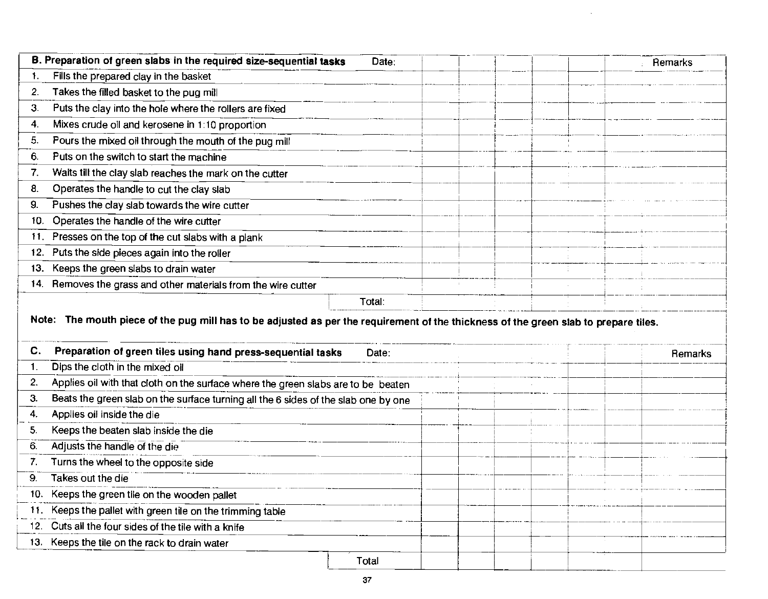| B. Preparation of green slabs in the required size-sequential tasks | Date: | | | | | | Remarks |
|---|---|---|---|---|---|---|---|
| 1. Fills the prepared clay in the basket | | | | | | | |
| 2. Takes the filled basket to the pug mill | | | | | | | |
| 3. Puts the clay into the hole where the rollers are fixed | | | | | | | |
| 4. Mixes crude oil and kerosene in 1:10 proportion | | | | | | | |
| 5. Pours the mixed oil through the mouth of the pug mill | | | | | | | |
| 6. Puts on the switch to start the machine | | | | | | | |
| 7. Waits till the clay slab reaches the mark on the cutter | | | | | | | |
| 8. Operates the handle to cut the clay slab | | | | | | | |
| 9. Pushes the clay slab towards the wire cutter | | | | | | | |
| 10. Operates the handle of the wire cutter | | | | | | | |
| 11. Presses on the top of the cut slabs with a plank | | | | | | | |
| 12. Puts the side pieces again into the roller | | | | | | | |
| 13. Keeps the green slabs to drain water | | | | | | | |
| 14. Removes the grass and other materials from the wire cutter | | | | | | | |
| | Total: | | | | | | |

**Note: The mouth piece of the pug mill has to be adjusted as per the requirement of the thickness of the green slab to prepare tiles.**

| C. Preparation of green tiles using hand press-sequential tasks | Date: | | | | | | Remarks |
|---|---|---|---|---|---|---|---|
| 1. Dips the cloth in the mixed oil | | | | | | | |
| 2. Applies oil with that cloth on the surface where the green slabs are to be beaten | | | | | | | |
| 3. Beats the green slab on the surface turning all the 6 sides of the slab one by one | | | | | | | |
| 4. Applies oil inside the die | | | | | | | |
| 5. Keeps the beaten slab inside the die | | | | | | | |
| 6. Adjusts the handle of the die | | | | | | | |
| 7. Turns the wheel to the opposite side | | | | | | | |
| 9. Takes out the die | | | | | | | |
| 10. Keeps the green tile on the wooden pallet | | | | | | | |
| 11. Keeps the pallet with green tile on the trimming table | | | | | | | |
| 12. Cuts all the four sides of the tile with a knife | | | | | | | |
| 13. Keeps the tile on the rack to drain water | | | | | | | |
| | Total | | | | | | |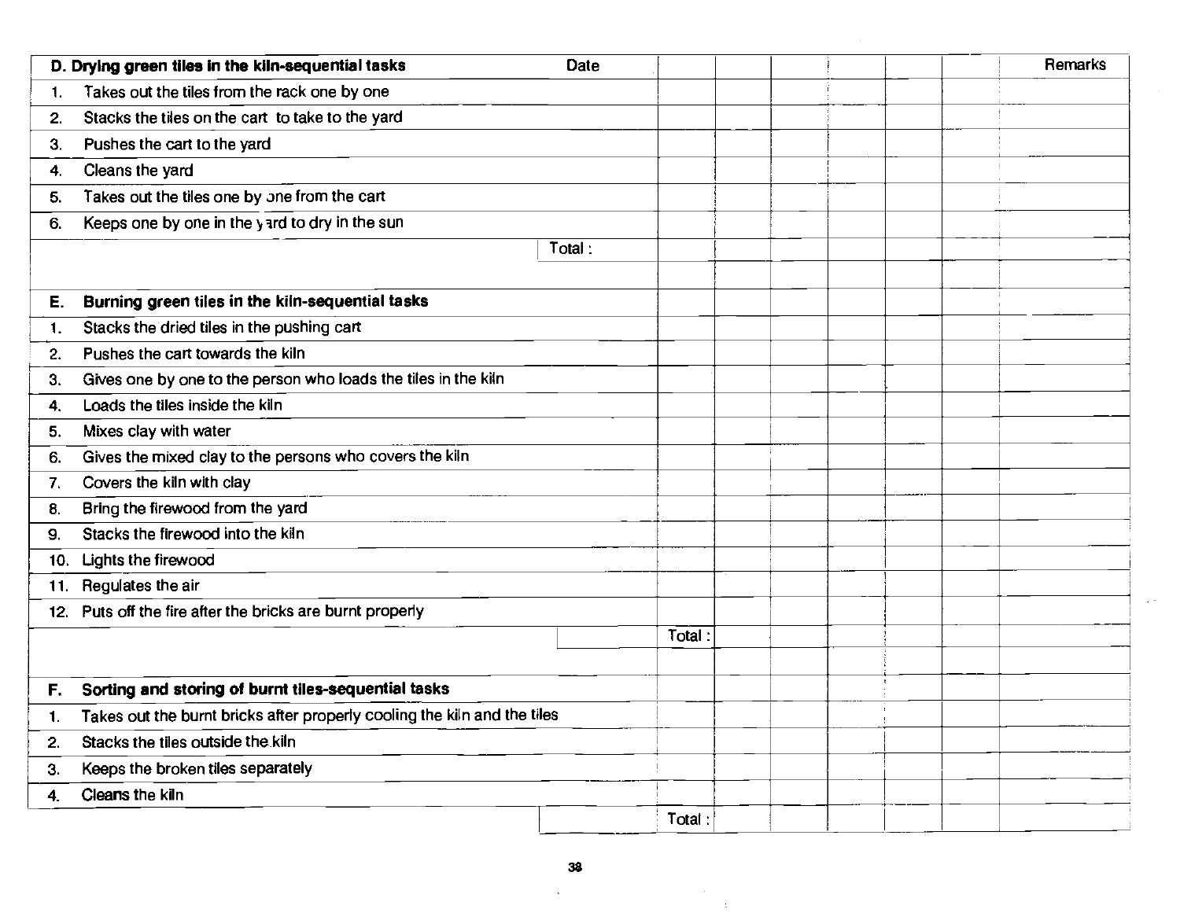| D. Drying green tiles in the kiln-sequential tasks | Date | | | | | | | Remarks |
|---|---|---|---|---|---|---|---|---|
| 1. Takes out the tiles from the rack one by one | | | | | | | | |
| 2. Stacks the tiles on the cart to take to the yard | | | | | | | | |
| 3. Pushes the cart to the yard | | | | | | | | |
| 4. Cleans the yard | | | | | | | | |
| 5. Takes out the tiles one by one from the cart | | | | | | | | |
| 6. Keeps one by one in the yard to dry in the sun | | | | | | | | |
| | Total : | | | | | | | |
| | | | | | | | | |
| **E. Burning green tiles in the kiln-sequential tasks** | | | | | | | | |
| 1. Stacks the dried tiles in the pushing cart | | | | | | | | |
| 2. Pushes the cart towards the kiln | | | | | | | | |
| 3. Gives one by one to the person who loads the tiles in the kiln | | | | | | | | |
| 4. Loads the tiles inside the kiln | | | | | | | | |
| 5. Mixes clay with water | | | | | | | | |
| 6. Gives the mixed clay to the persons who covers the kiln | | | | | | | | |
| 7. Covers the kiln with clay | | | | | | | | |
| 8. Bring the firewood from the yard | | | | | | | | |
| 9. Stacks the firewood into the kiln | | | | | | | | |
| 10. Lights the firewood | | | | | | | | |
| 11. Regulates the air | | | | | | | | |
| 12. Puts off the fire after the bricks are burnt properly | | | | | | | | |
| | | Total : | | | | | | |
| | | | | | | | | |
| **F. Sorting and storing of burnt tiles-sequential tasks** | | | | | | | | |
| 1. Takes out the burnt bricks after properly cooling the kiln and the tiles | | | | | | | | |
| 2. Stacks the tiles outside the kiln | | | | | | | | |
| 3. Keeps the broken tiles separately | | | | | | | | |
| 4. Cleans the kiln | | | | | | | | |
| | | Total : | | | | | | |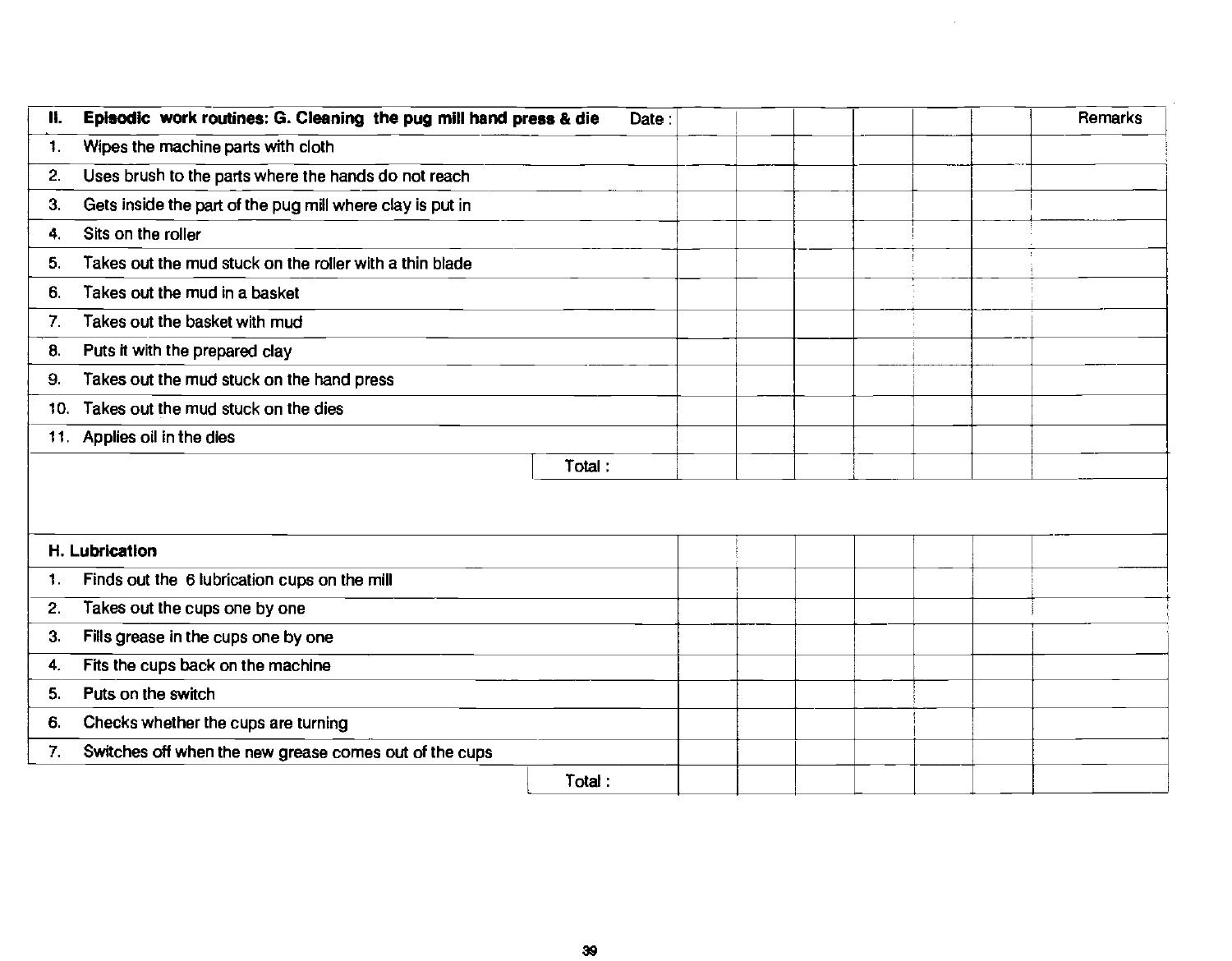| II. Episodic work routines: G. Cleaning the pug mill hand press & die Date : | | | | | | | Remarks |
|---|---|---|---|---|---|---|---|
| 1. Wipes the machine parts with cloth | | | | | | | |
| 2. Uses brush to the parts where the hands do not reach | | | | | | | |
| 3. Gets inside the part of the pug mill where clay is put in | | | | | | | |
| 4. Sits on the roller | | | | | | | |
| 5. Takes out the mud stuck on the roller with a thin blade | | | | | | | |
| 6. Takes out the mud in a basket | | | | | | | |
| 7. Takes out the basket with mud | | | | | | | |
| 8. Puts it with the prepared clay | | | | | | | |
| 9. Takes out the mud stuck on the hand press | | | | | | | |
| 10. Takes out the mud stuck on the dies | | | | | | | |
| 11. Applies oil in the dies | | | | | | | |
| Total : | | | | | | | |

| H. Lubrication | | | | | | | |
|---|---|---|---|---|---|---|---|
| 1. Finds out the 6 lubrication cups on the mill | | | | | | | |
| 2. Takes out the cups one by one | | | | | | | |
| 3. Fills grease in the cups one by one | | | | | | | |
| 4. Fits the cups back on the machine | | | | | | | |
| 5. Puts on the switch | | | | | | | |
| 6. Checks whether the cups are turning | | | | | | | |
| 7. Switches off when the new grease comes out of the cups | | | | | | | |
| Total : | | | | | | | |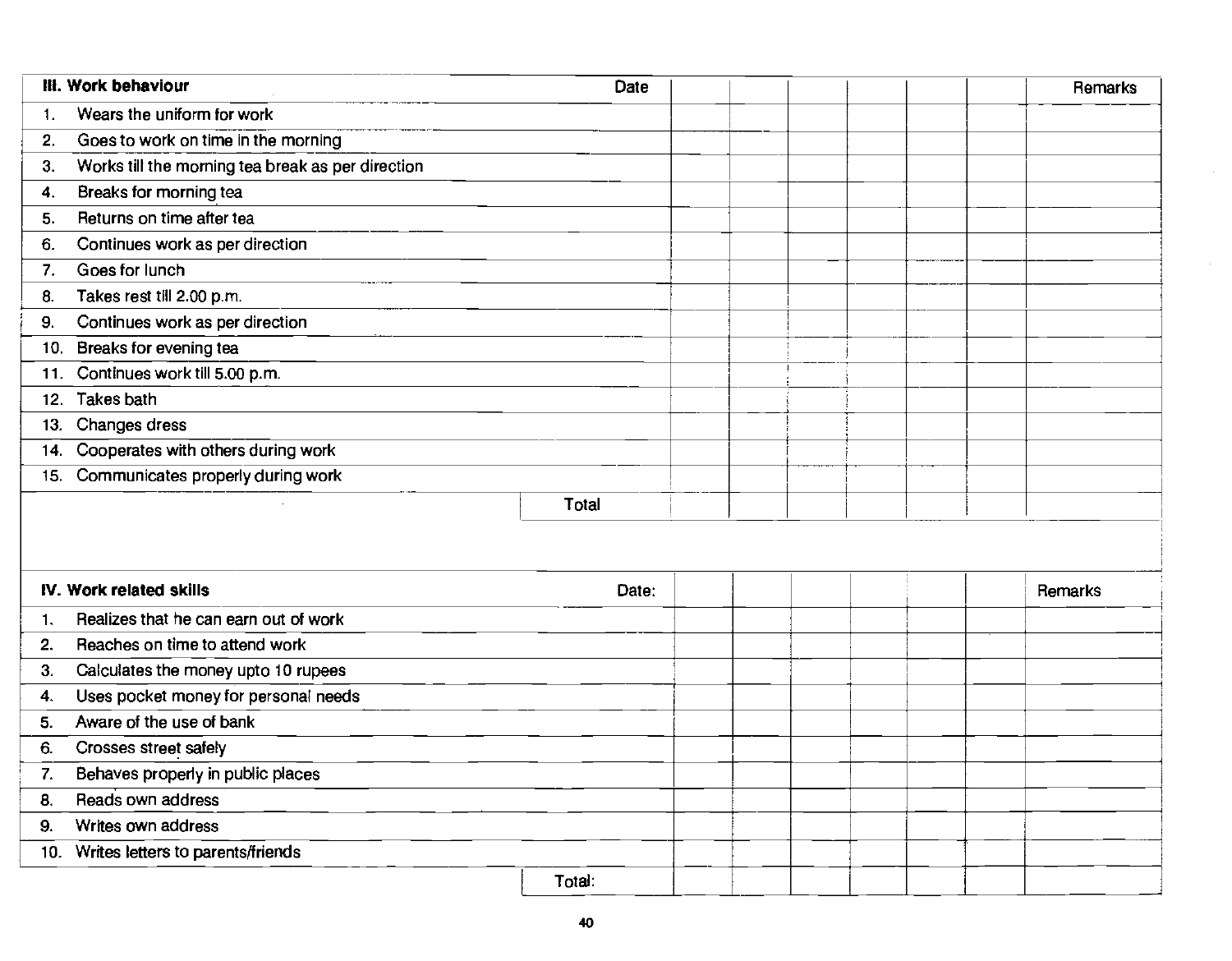| III. Work behaviour | Date | | | | | | Remarks |
|---|---|---|---|---|---|---|---|
| 1. Wears the uniform for work | | | | | | | |
| 2. Goes to work on time in the morning | | | | | | | |
| 3. Works till the morning tea break as per direction | | | | | | | |
| 4. Breaks for morning tea | | | | | | | |
| 5. Returns on time after tea | | | | | | | |
| 6. Continues work as per direction | | | | | | | |
| 7. Goes for lunch | | | | | | | |
| 8. Takes rest till 2.00 p.m. | | | | | | | |
| 9. Continues work as per direction | | | | | | | |
| 10. Breaks for evening tea | | | | | | | |
| 11. Continues work till 5.00 p.m. | | | | | | | |
| 12. Takes bath | | | | | | | |
| 13. Changes dress | | | | | | | |
| 14. Cooperates with others during work | | | | | | | |
| 15. Communicates properly during work | | | | | | | |
| | Total | | | | | | |

| IV. Work related skills | Date: | | | | | | Remarks |
|---|---|---|---|---|---|---|---|
| 1. Realizes that he can earn out of work | | | | | | | |
| 2. Reaches on time to attend work | | | | | | | |
| 3. Calculates the money upto 10 rupees | | | | | | | |
| 4. Uses pocket money for personal needs | | | | | | | |
| 5. Aware of the use of bank | | | | | | | |
| 6. Crosses street safely | | | | | | | |
| 7. Behaves properly in public places | | | | | | | |
| 8. Reads own address | | | | | | | |
| 9. Writes own address | | | | | | | |
| 10. Writes letters to parents/friends | | | | | | | |
| | Total: | | | | | | |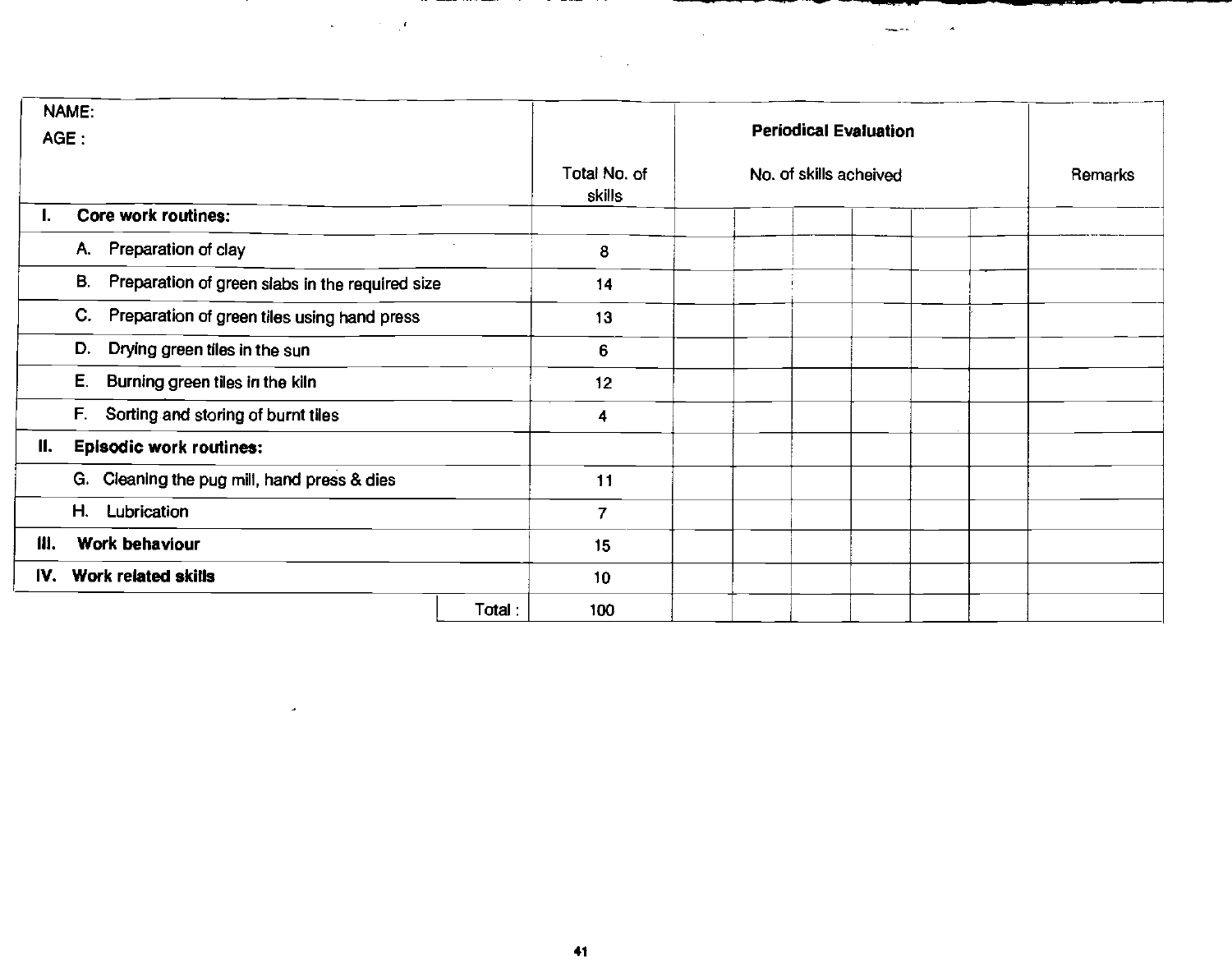| NAME:<br>AGE : | Total No. of skills | Periodical Evaluation<br>No. of skills acheived | | | | | | Remarks |
|---|---|---|---|---|---|---|---|---|
| **I. Core work routines:** | | | | | | | | |
| A. Preparation of clay | 8 | | | | | | | |
| B. Preparation of green slabs in the required size | 14 | | | | | | | |
| C. Preparation of green tiles using hand press | 13 | | | | | | | |
| D. Drying green tiles in the sun | 6 | | | | | | | |
| E. Burning green tiles in the kiln | 12 | | | | | | | |
| F. Sorting and storing of burnt tiles | 4 | | | | | | | |
| **II. Episodic work routines:** | | | | | | | | |
| G. Cleaning the pug mill, hand press & dies | 11 | | | | | | | |
| H. Lubrication | 7 | | | | | | | |
| **III. Work behaviour** | 15 | | | | | | | |
| **IV. Work related skills** | 10 | | | | | | | |
| Total : | 100 | | | | | | | |